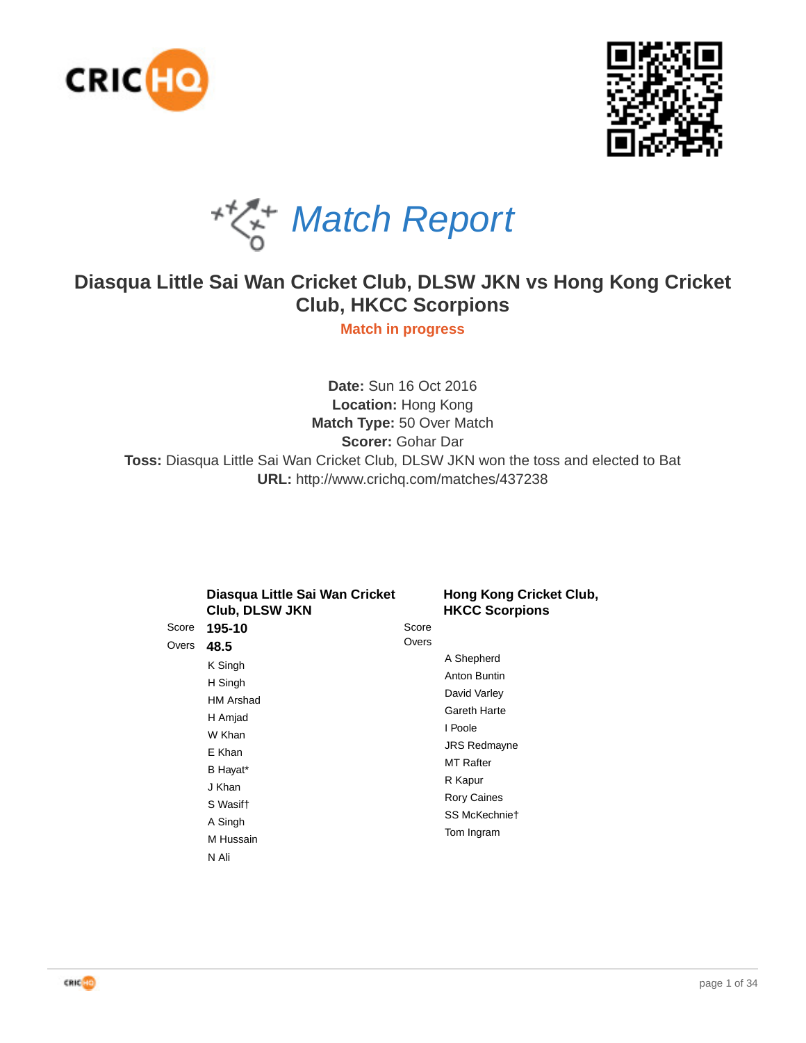# Match Report

## Diasqua Little Sai Wan Cricket Club, DLSW JKN vs Hong Kong Cricket Club, HKCC Scorpions

**Match in progress**

**Date:** Sun 16 Oct 2016
**Location:** Hong Kong
**Match Type:** 50 Over Match
**Scorer:** Gohar Dar
**Toss:** Diasqua Little Sai Wan Cricket Club, DLSW JKN won the toss and elected to Bat
**URL:** http://www.crichq.com/matches/437238

| | Diasqua Little Sai Wan Cricket Club, DLSW JKN | | Hong Kong Cricket Club, HKCC Scorpions |
|---|---|---|---|
| Score | **195-10** | Score | |
| Overs | **48.5** | Overs | |
| | K Singh | | A Shepherd |
| | H Singh | | Anton Buntin |
| | HM Arshad | | David Varley |
| | H Amjad | | Gareth Harte |
| | W Khan | | I Poole |
| | E Khan | | JRS Redmayne |
| | B Hayat* | | MT Rafter |
| | J Khan | | R Kapur |
| | S Wasif† | | Rory Caines |
| | A Singh | | SS McKechnie† |
| | M Hussain | | Tom Ingram |
| | N Ali | | |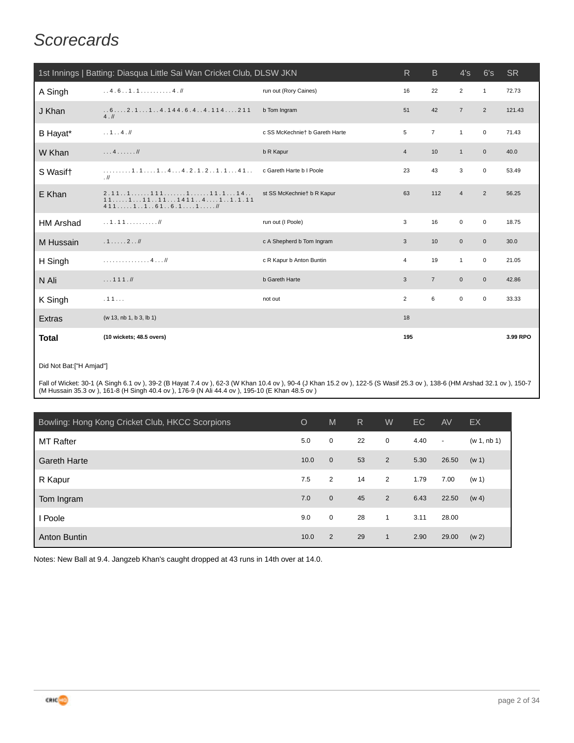# Scorecards

| 1st Innings \| Batting: Diasqua Little Sai Wan Cricket Club, DLSW JKN | | | R | B | 4's | 6's | SR |
|---|---|---|---|---|---|---|---|
| A Singh | . . 4 . 6 . . 1 . 1 . . . . . . . . . . 4 . // | run out (Rory Caines) | 16 | 22 | 2 | 1 | 72.73 |
| J Khan | . . 6 . . . . 2 . 1 . . . 1 . . 4 . 1 4 4 . 6 . 4 . . 4 . 1 1 4 . . . . 2 1 1 4 . // | b Tom Ingram | 51 | 42 | 7 | 2 | 121.43 |
| B Hayat* | . . 1 . . 4 . // | c SS McKechnie† b Gareth Harte | 5 | 7 | 1 | 0 | 71.43 |
| W Khan | . . . 4 . . . . . . // | b R Kapur | 4 | 10 | 1 | 0 | 40.0 |
| S Wasif† | . . . . . . . . . 1 . 1 . . . . 1 . . 4 . . . 4 . 2 . 1 . 2 . . 1 . 1 . . . 4 1 . . . // | c Gareth Harte b I Poole | 23 | 43 | 3 | 0 | 53.49 |
| E Khan | 2 . 1 1 . . 1 . . . . . . 1 1 1 . . . . . . . 1 . . . . . . 1 1 . 1 . . . 1 4 . . 1 1 . . . . . 1 . . . 1 1 . . 1 1 . . . 1 4 1 1 . . 4 . . . . 1 . . 1 . 1 . 1 1 4 1 1 . . . . . 1 . . 1 . . 6 1 . . 6 . 1 . . . . 1 . . . . . // | st SS McKechnie† b R Kapur | 63 | 112 | 4 | 2 | 56.25 |
| HM Arshad | . . 1 . 1 1 . . . . . . . . . . // | run out (I Poole) | 3 | 16 | 0 | 0 | 18.75 |
| M Hussain | . 1 . . . . . 2 . . // | c A Shepherd b Tom Ingram | 3 | 10 | 0 | 0 | 30.0 |
| H Singh | . . . . . . . . . . . . . . . 4 . . . // | c R Kapur b Anton Buntin | 4 | 19 | 1 | 0 | 21.05 |
| N Ali | . . . 1 1 1 . // | b Gareth Harte | 3 | 7 | 0 | 0 | 42.86 |
| K Singh | . 1 1 . . . | not out | 2 | 6 | 0 | 0 | 33.33 |
| Extras | (w 13, nb 1, b 3, lb 1) | | 18 | | | | |
| **Total** | **(10 wickets; 48.5 overs)** | | **195** | | | | **3.99 RPO** |

Did Not Bat:["H Amjad"]

Fall of Wicket: 30-1 (A Singh 6.1 ov ), 39-2 (B Hayat 7.4 ov ), 62-3 (W Khan 10.4 ov ), 90-4 (J Khan 15.2 ov ), 122-5 (S Wasif 25.3 ov ), 138-6 (HM Arshad 32.1 ov ), 150-7 (M Hussain 35.3 ov ), 161-8 (H Singh 40.4 ov ), 176-9 (N Ali 44.4 ov ), 195-10 (E Khan 48.5 ov )

| Bowling: Hong Kong Cricket Club, HKCC Scorpions | O | M | R | W | EC | AV | EX |
|---|---|---|---|---|---|---|---|
| MT Rafter | 5.0 | 0 | 22 | 0 | 4.40 | - | (w 1, nb 1) |
| Gareth Harte | 10.0 | 0 | 53 | 2 | 5.30 | 26.50 | (w 1) |
| R Kapur | 7.5 | 2 | 14 | 2 | 1.79 | 7.00 | (w 1) |
| Tom Ingram | 7.0 | 0 | 45 | 2 | 6.43 | 22.50 | (w 4) |
| I Poole | 9.0 | 0 | 28 | 1 | 3.11 | 28.00 | |
| Anton Buntin | 10.0 | 2 | 29 | 1 | 2.90 | 29.00 | (w 2) |

Notes: New Ball at 9.4. Jangzeb Khan's caught dropped at 43 runs in 14th over at 14.0.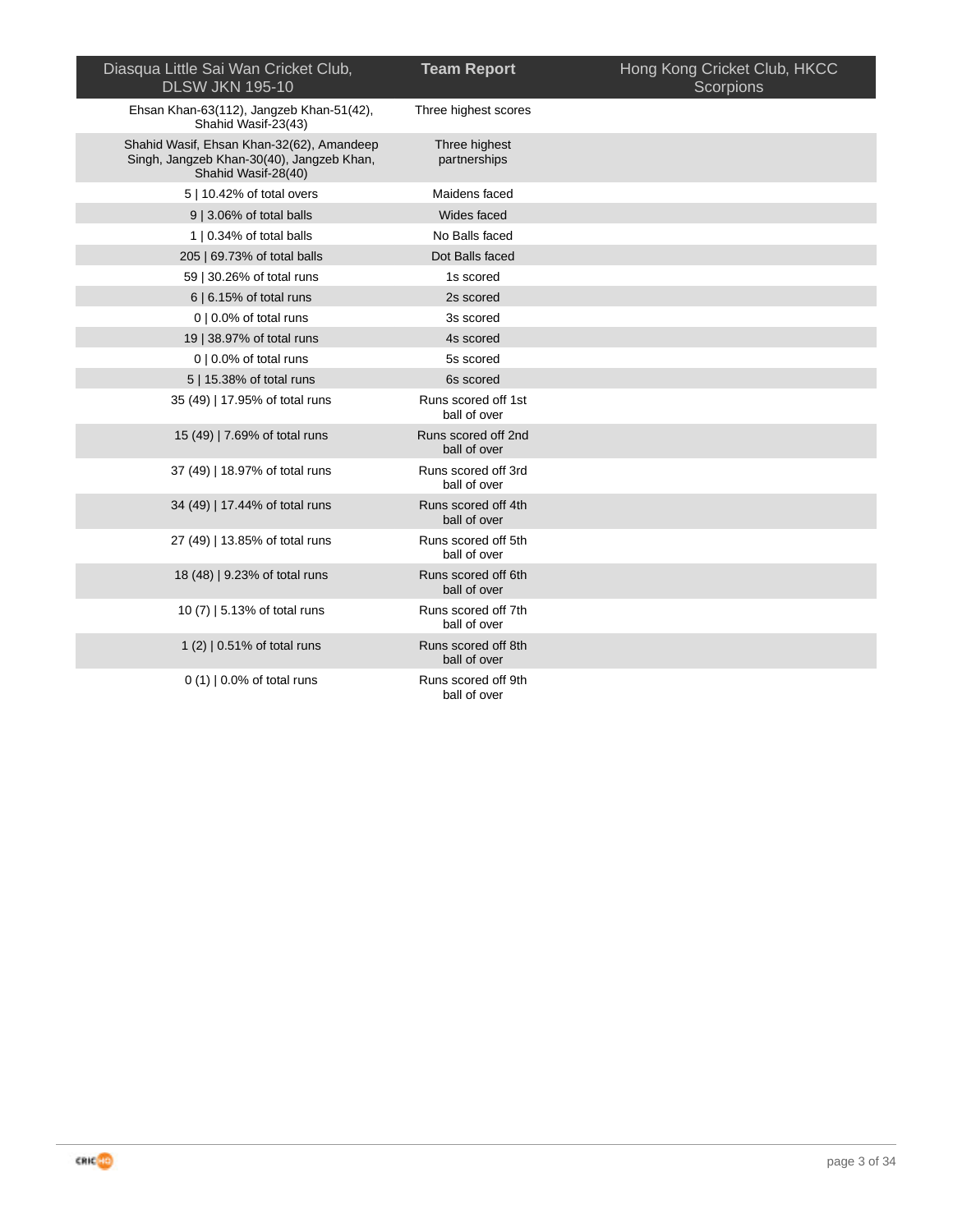| Diasqua Little Sai Wan Cricket Club, DLSW JKN 195-10 | **Team Report** | Hong Kong Cricket Club, HKCC Scorpions |
|---|---|---|
| Ehsan Khan-63(112), Jangzeb Khan-51(42), Shahid Wasif-23(43) | Three highest scores | |
| Shahid Wasif, Ehsan Khan-32(62), Amandeep Singh, Jangzeb Khan-30(40), Jangzeb Khan, Shahid Wasif-28(40) | Three highest partnerships | |
| 5 \| 10.42% of total overs | Maidens faced | |
| 9 \| 3.06% of total balls | Wides faced | |
| 1 \| 0.34% of total balls | No Balls faced | |
| 205 \| 69.73% of total balls | Dot Balls faced | |
| 59 \| 30.26% of total runs | 1s scored | |
| 6 \| 6.15% of total runs | 2s scored | |
| 0 \| 0.0% of total runs | 3s scored | |
| 19 \| 38.97% of total runs | 4s scored | |
| 0 \| 0.0% of total runs | 5s scored | |
| 5 \| 15.38% of total runs | 6s scored | |
| 35 (49) \| 17.95% of total runs | Runs scored off 1st ball of over | |
| 15 (49) \| 7.69% of total runs | Runs scored off 2nd ball of over | |
| 37 (49) \| 18.97% of total runs | Runs scored off 3rd ball of over | |
| 34 (49) \| 17.44% of total runs | Runs scored off 4th ball of over | |
| 27 (49) \| 13.85% of total runs | Runs scored off 5th ball of over | |
| 18 (48) \| 9.23% of total runs | Runs scored off 6th ball of over | |
| 10 (7) \| 5.13% of total runs | Runs scored off 7th ball of over | |
| 1 (2) \| 0.51% of total runs | Runs scored off 8th ball of over | |
| 0 (1) \| 0.0% of total runs | Runs scored off 9th ball of over | |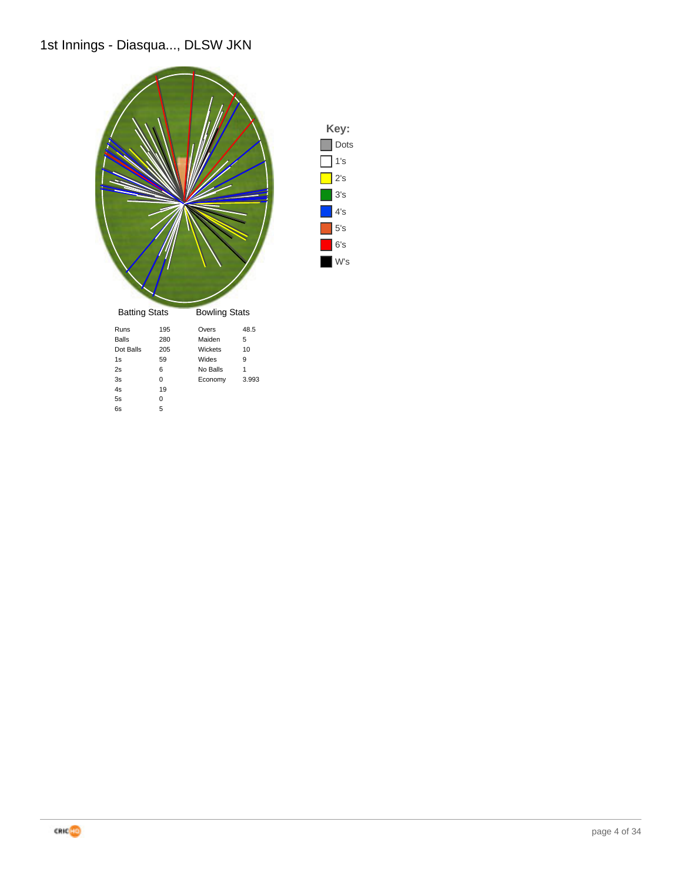# 1st Innings - Diasqua..., DLSW JKN

**Key:**

- Dots
- 1's
- 2's
- 3's
- 4's
- 5's
- 6's
- W's

### Batting Stats

| | |
|---|---|
| Runs | 195 |
| Balls | 280 |
| Dot Balls | 205 |
| 1s | 59 |
| 2s | 6 |
| 3s | 0 |
| 4s | 19 |
| 5s | 0 |
| 6s | 5 |

### Bowling Stats

| | |
|---|---|
| Overs | 48.5 |
| Maiden | 5 |
| Wickets | 10 |
| Wides | 9 |
| No Balls | 1 |
| Economy | 3.993 |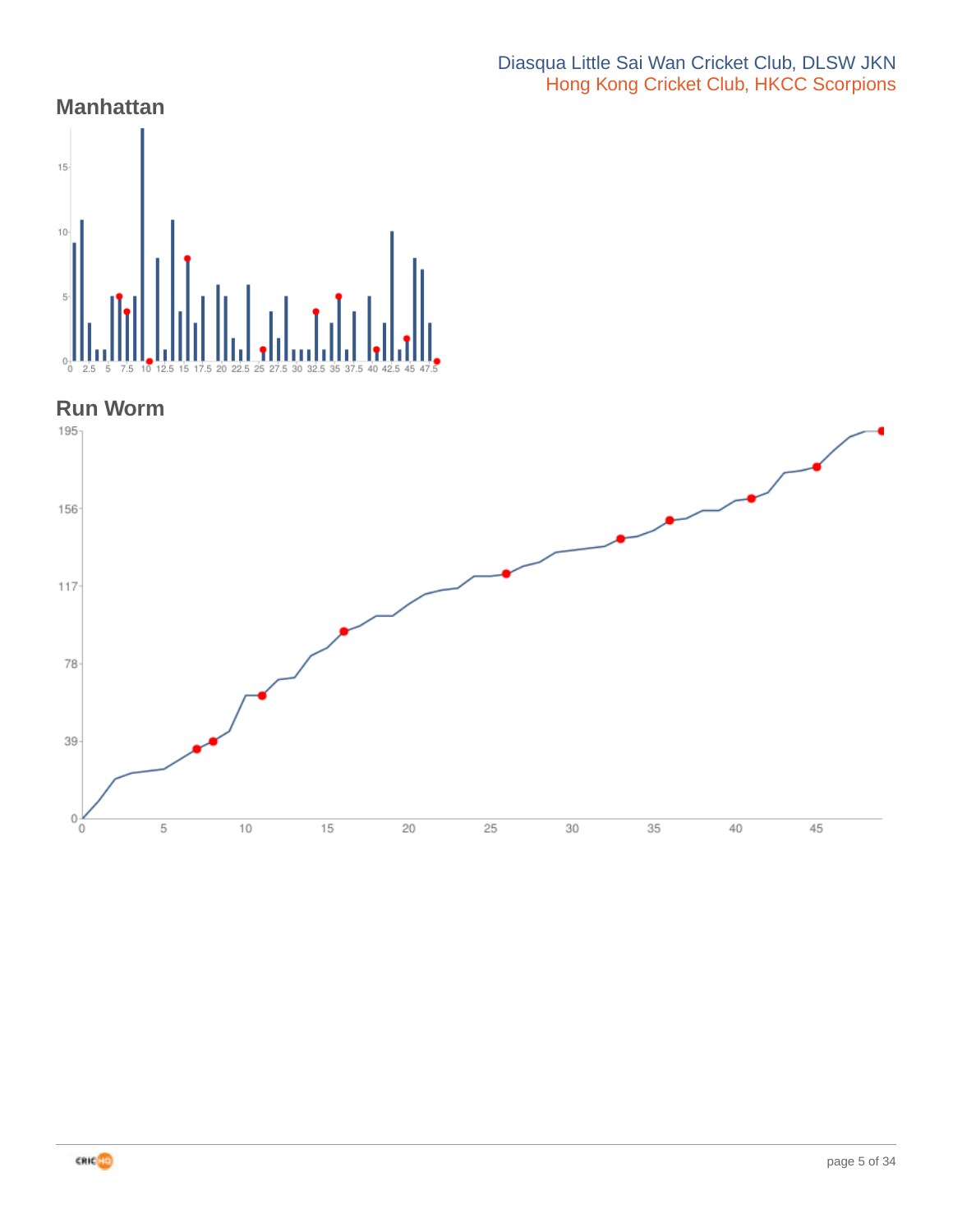Diasqua Little Sai Wan Cricket Club, DLSW JKN
Hong Kong Cricket Club, HKCC Scorpions

## Manhattan

## Run Worm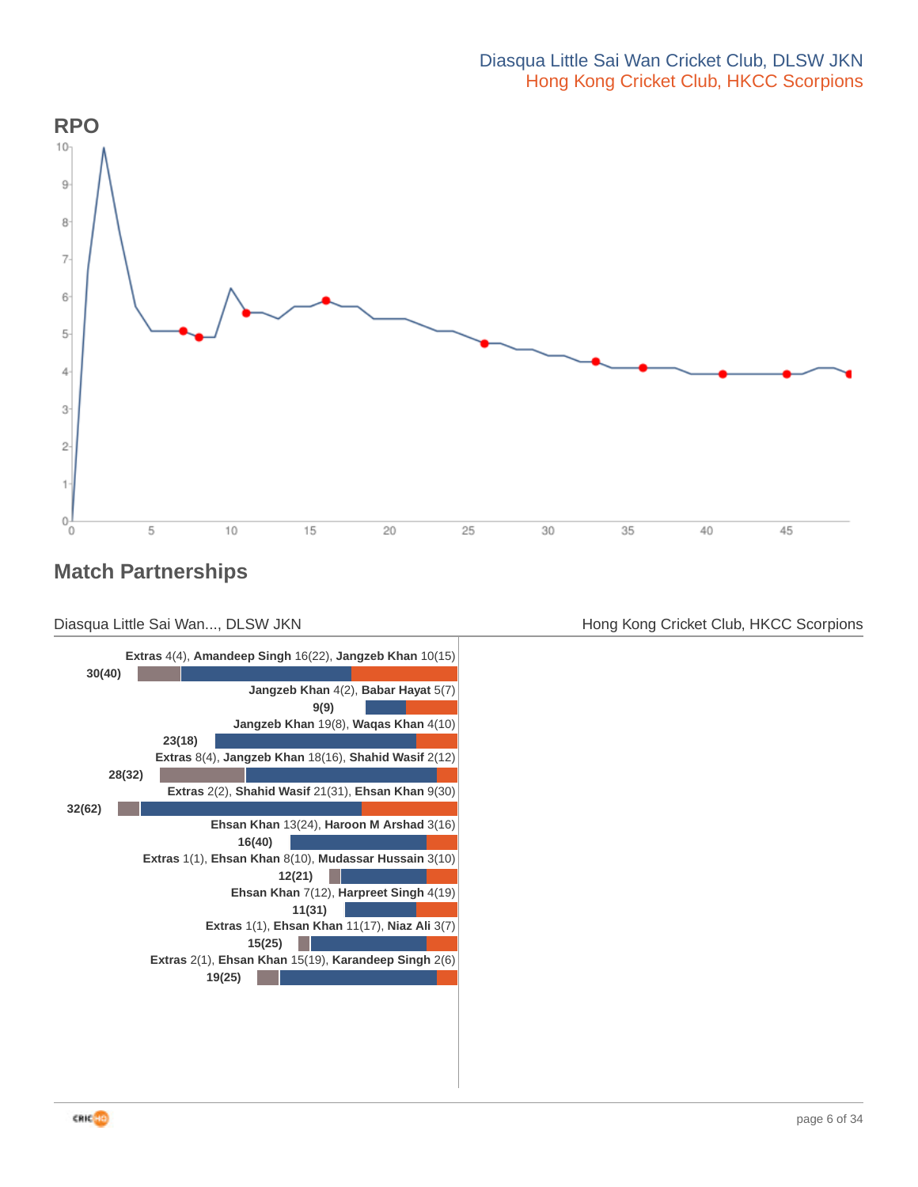Diasqua Little Sai Wan Cricket Club, DLSW JKN
Hong Kong Cricket Club, HKCC Scorpions

## RPO

## Match Partnerships

Diasqua Little Sai Wan..., DLSW JKN

Hong Kong Cricket Club, HKCC Scorpions

**Extras** 4(4), **Amandeep Singh** 16(22), **Jangzeb Khan** 10(15)
**30(40)**

**Jangzeb Khan** 4(2), **Babar Hayat** 5(7)
**9(9)**

**Jangzeb Khan** 19(8), **Waqas Khan** 4(10)
**23(18)**

**Extras** 8(4), **Jangzeb Khan** 18(16), **Shahid Wasif** 2(12)
**28(32)**

**Extras** 2(2), **Shahid Wasif** 21(31), **Ehsan Khan** 9(30)
**32(62)**

**Ehsan Khan** 13(24), **Haroon M Arshad** 3(16)
**16(40)**

**Extras** 1(1), **Ehsan Khan** 8(10), **Mudassar Hussain** 3(10)
**12(21)**

**Ehsan Khan** 7(12), **Harpreet Singh** 4(19)
**11(31)**

**Extras** 1(1), **Ehsan Khan** 11(17), **Niaz Ali** 3(7)
**15(25)**

**Extras** 2(1), **Ehsan Khan** 15(19), **Karandeep Singh** 2(6)
**19(25)**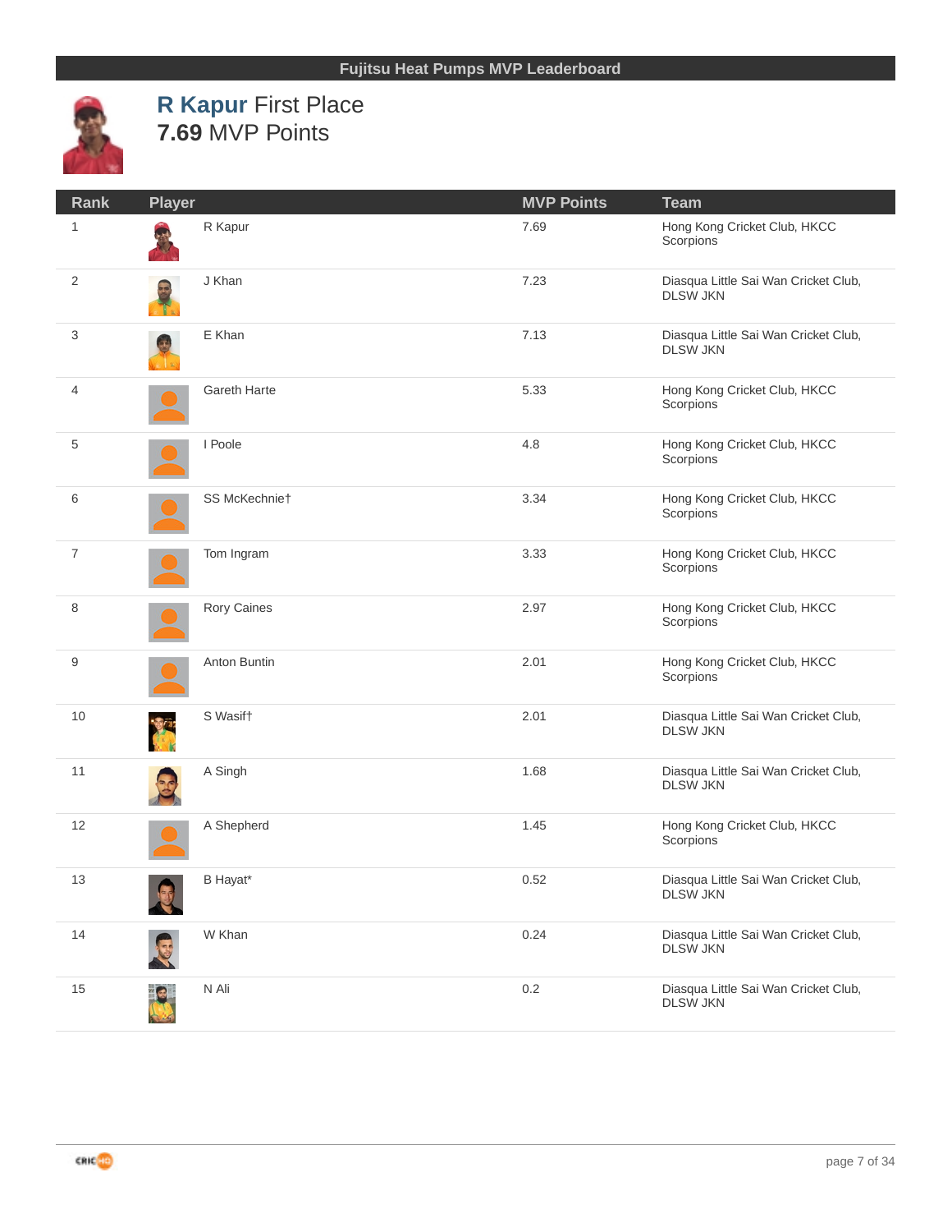## Fujitsu Heat Pumps MVP Leaderboard

**R Kapur** First Place
**7.69** MVP Points

| Rank | Player | MVP Points | Team |
|---|---|---|---|
| 1 | R Kapur | 7.69 | Hong Kong Cricket Club, HKCC Scorpions |
| 2 | J Khan | 7.23 | Diasqua Little Sai Wan Cricket Club, DLSW JKN |
| 3 | E Khan | 7.13 | Diasqua Little Sai Wan Cricket Club, DLSW JKN |
| 4 | Gareth Harte | 5.33 | Hong Kong Cricket Club, HKCC Scorpions |
| 5 | I Poole | 4.8 | Hong Kong Cricket Club, HKCC Scorpions |
| 6 | SS McKechnie† | 3.34 | Hong Kong Cricket Club, HKCC Scorpions |
| 7 | Tom Ingram | 3.33 | Hong Kong Cricket Club, HKCC Scorpions |
| 8 | Rory Caines | 2.97 | Hong Kong Cricket Club, HKCC Scorpions |
| 9 | Anton Buntin | 2.01 | Hong Kong Cricket Club, HKCC Scorpions |
| 10 | S Wasif† | 2.01 | Diasqua Little Sai Wan Cricket Club, DLSW JKN |
| 11 | A Singh | 1.68 | Diasqua Little Sai Wan Cricket Club, DLSW JKN |
| 12 | A Shepherd | 1.45 | Hong Kong Cricket Club, HKCC Scorpions |
| 13 | B Hayat* | 0.52 | Diasqua Little Sai Wan Cricket Club, DLSW JKN |
| 14 | W Khan | 0.24 | Diasqua Little Sai Wan Cricket Club, DLSW JKN |
| 15 | N Ali | 0.2 | Diasqua Little Sai Wan Cricket Club, DLSW JKN |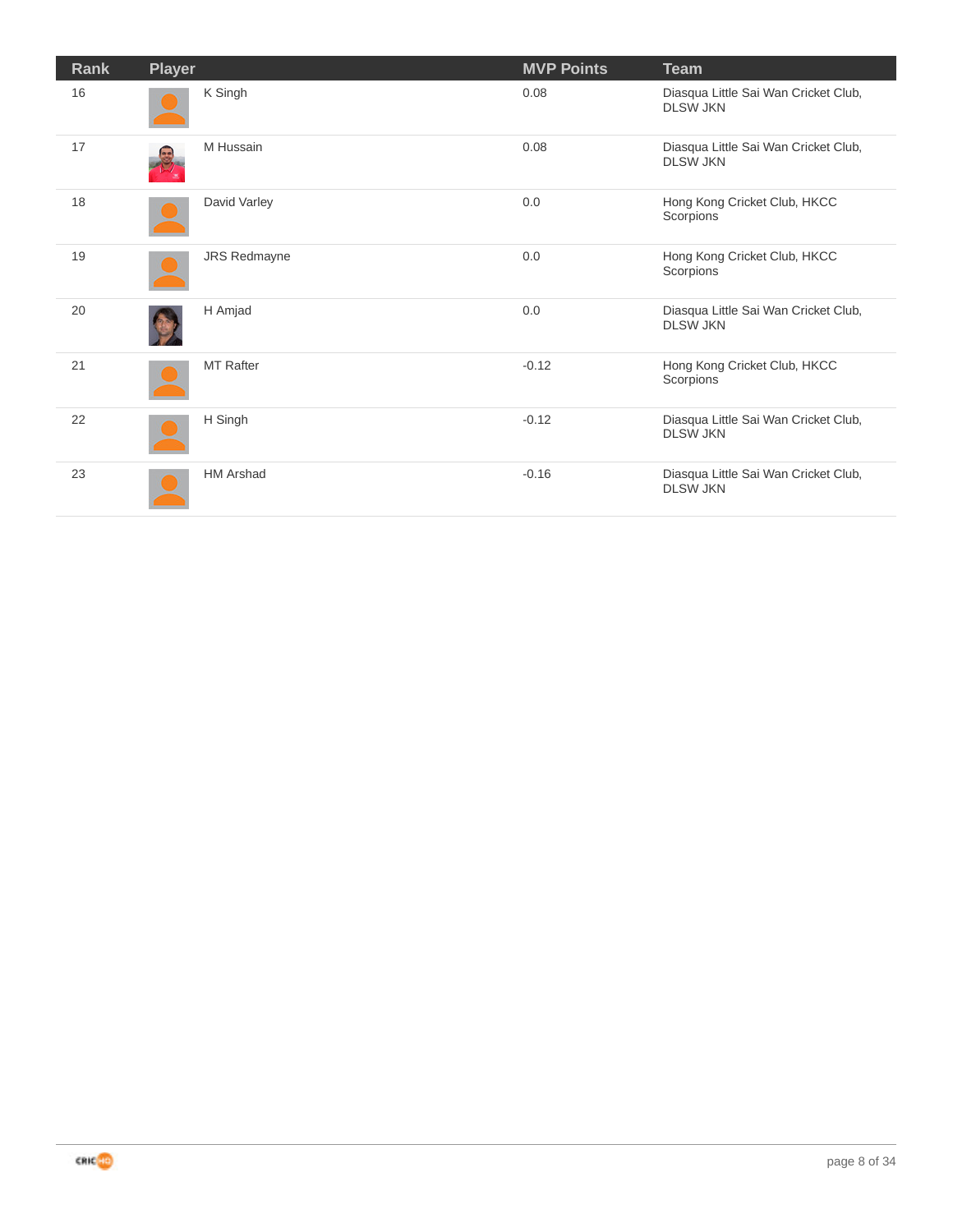| Rank | Player | MVP Points | Team |
| --- | --- | --- | --- |
| 16 | K Singh | 0.08 | Diasqua Little Sai Wan Cricket Club, DLSW JKN |
| 17 | M Hussain | 0.08 | Diasqua Little Sai Wan Cricket Club, DLSW JKN |
| 18 | David Varley | 0.0 | Hong Kong Cricket Club, HKCC Scorpions |
| 19 | JRS Redmayne | 0.0 | Hong Kong Cricket Club, HKCC Scorpions |
| 20 | H Amjad | 0.0 | Diasqua Little Sai Wan Cricket Club, DLSW JKN |
| 21 | MT Rafter | -0.12 | Hong Kong Cricket Club, HKCC Scorpions |
| 22 | H Singh | -0.12 | Diasqua Little Sai Wan Cricket Club, DLSW JKN |
| 23 | HM Arshad | -0.16 | Diasqua Little Sai Wan Cricket Club, DLSW JKN |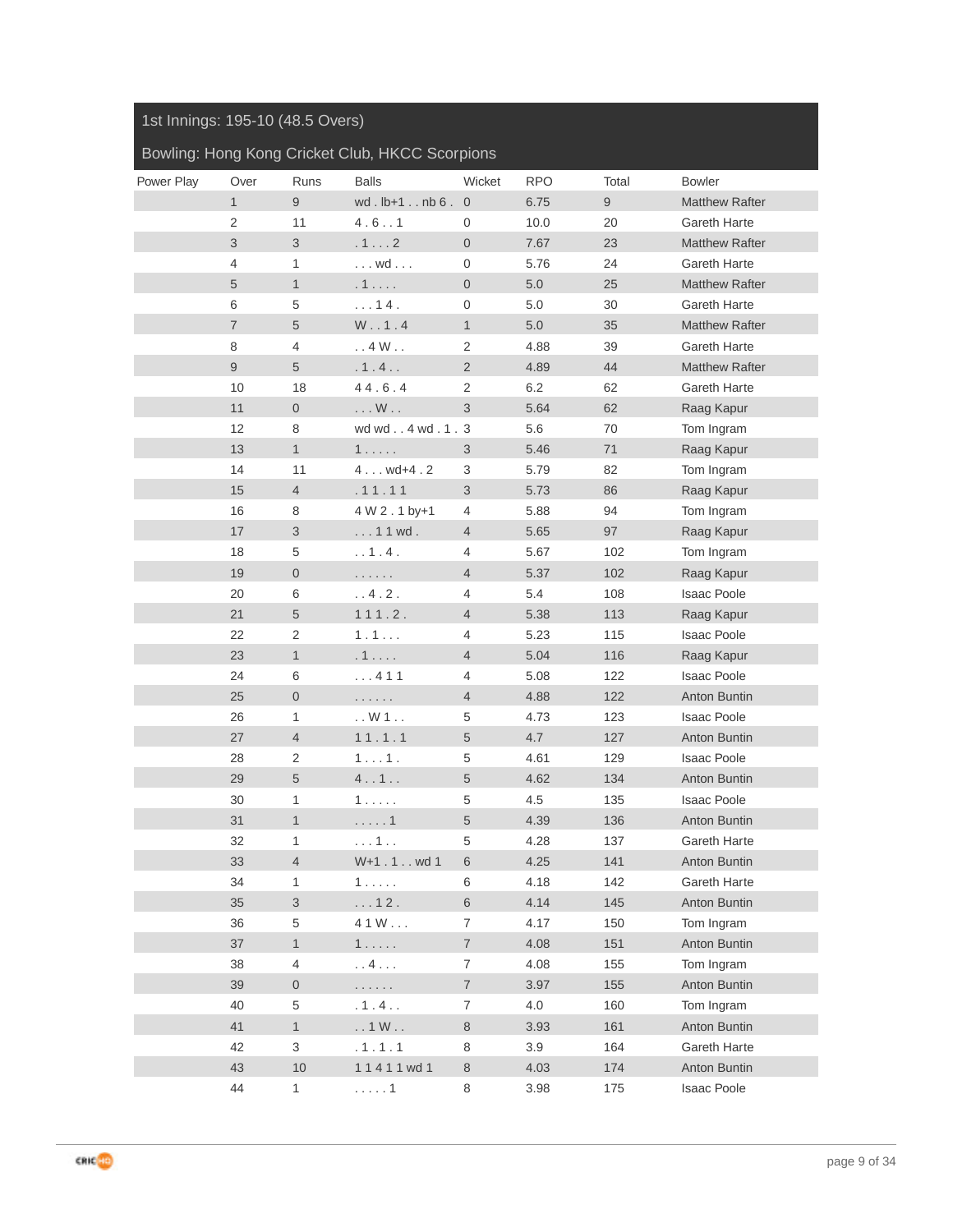## 1st Innings: 195-10 (48.5 Overs)

### Bowling: Hong Kong Cricket Club, HKCC Scorpions

| Power Play | Over | Runs | Balls | Wicket | RPO | Total | Bowler |
|---|---|---|---|---|---|---|---|
| | 1 | 9 | wd . lb+1 . . nb 6 . | 0 | 6.75 | 9 | Matthew Rafter |
| | 2 | 11 | 4 . 6 . . 1 | 0 | 10.0 | 20 | Gareth Harte |
| | 3 | 3 | . 1 . . . 2 | 0 | 7.67 | 23 | Matthew Rafter |
| | 4 | 1 | . . . wd . . . | 0 | 5.76 | 24 | Gareth Harte |
| | 5 | 1 | . 1 . . . . | 0 | 5.0 | 25 | Matthew Rafter |
| | 6 | 5 | . . . 1 4 . | 0 | 5.0 | 30 | Gareth Harte |
| | 7 | 5 | W . . 1 . 4 | 1 | 5.0 | 35 | Matthew Rafter |
| | 8 | 4 | . . 4 W . . | 2 | 4.88 | 39 | Gareth Harte |
| | 9 | 5 | . 1 . 4 . . | 2 | 4.89 | 44 | Matthew Rafter |
| | 10 | 18 | 4 4 . 6 . 4 | 2 | 6.2 | 62 | Gareth Harte |
| | 11 | 0 | . . . W . . | 3 | 5.64 | 62 | Raag Kapur |
| | 12 | 8 | wd wd . . 4 wd . 1 . | 3 | 5.6 | 70 | Tom Ingram |
| | 13 | 1 | 1 . . . . . | 3 | 5.46 | 71 | Raag Kapur |
| | 14 | 11 | 4 . . . wd+4 . 2 | 3 | 5.79 | 82 | Tom Ingram |
| | 15 | 4 | . 1 1 . 1 1 | 3 | 5.73 | 86 | Raag Kapur |
| | 16 | 8 | 4 W 2 . 1 by+1 | 4 | 5.88 | 94 | Tom Ingram |
| | 17 | 3 | . . . 1 1 wd . | 4 | 5.65 | 97 | Raag Kapur |
| | 18 | 5 | . . 1 . 4 . | 4 | 5.67 | 102 | Tom Ingram |
| | 19 | 0 | . . . . . . | 4 | 5.37 | 102 | Raag Kapur |
| | 20 | 6 | . . 4 . 2 . | 4 | 5.4 | 108 | Isaac Poole |
| | 21 | 5 | 1 1 1 . 2 . | 4 | 5.38 | 113 | Raag Kapur |
| | 22 | 2 | 1 . 1 . . . | 4 | 5.23 | 115 | Isaac Poole |
| | 23 | 1 | . 1 . . . . | 4 | 5.04 | 116 | Raag Kapur |
| | 24 | 6 | . . . 4 1 1 | 4 | 5.08 | 122 | Isaac Poole |
| | 25 | 0 | . . . . . . | 4 | 4.88 | 122 | Anton Buntin |
| | 26 | 1 | . . W 1 . . | 5 | 4.73 | 123 | Isaac Poole |
| | 27 | 4 | 1 1 . 1 . 1 | 5 | 4.7 | 127 | Anton Buntin |
| | 28 | 2 | 1 . . . 1 . | 5 | 4.61 | 129 | Isaac Poole |
| | 29 | 5 | 4 . . 1 . . | 5 | 4.62 | 134 | Anton Buntin |
| | 30 | 1 | 1 . . . . . | 5 | 4.5 | 135 | Isaac Poole |
| | 31 | 1 | . . . . . 1 | 5 | 4.39 | 136 | Anton Buntin |
| | 32 | 1 | . . . 1 . . | 5 | 4.28 | 137 | Gareth Harte |
| | 33 | 4 | W+1 . 1 . . wd 1 | 6 | 4.25 | 141 | Anton Buntin |
| | 34 | 1 | 1 . . . . . | 6 | 4.18 | 142 | Gareth Harte |
| | 35 | 3 | . . . 1 2 . | 6 | 4.14 | 145 | Anton Buntin |
| | 36 | 5 | 4 1 W . . . | 7 | 4.17 | 150 | Tom Ingram |
| | 37 | 1 | 1 . . . . . | 7 | 4.08 | 151 | Anton Buntin |
| | 38 | 4 | . . 4 . . . | 7 | 4.08 | 155 | Tom Ingram |
| | 39 | 0 | . . . . . . | 7 | 3.97 | 155 | Anton Buntin |
| | 40 | 5 | . 1 . 4 . . | 7 | 4.0 | 160 | Tom Ingram |
| | 41 | 1 | . . 1 W . . | 8 | 3.93 | 161 | Anton Buntin |
| | 42 | 3 | . 1 . 1 . 1 | 8 | 3.9 | 164 | Gareth Harte |
| | 43 | 10 | 1 1 4 1 1 wd 1 | 8 | 4.03 | 174 | Anton Buntin |
| | 44 | 1 | . . . . . 1 | 8 | 3.98 | 175 | Isaac Poole |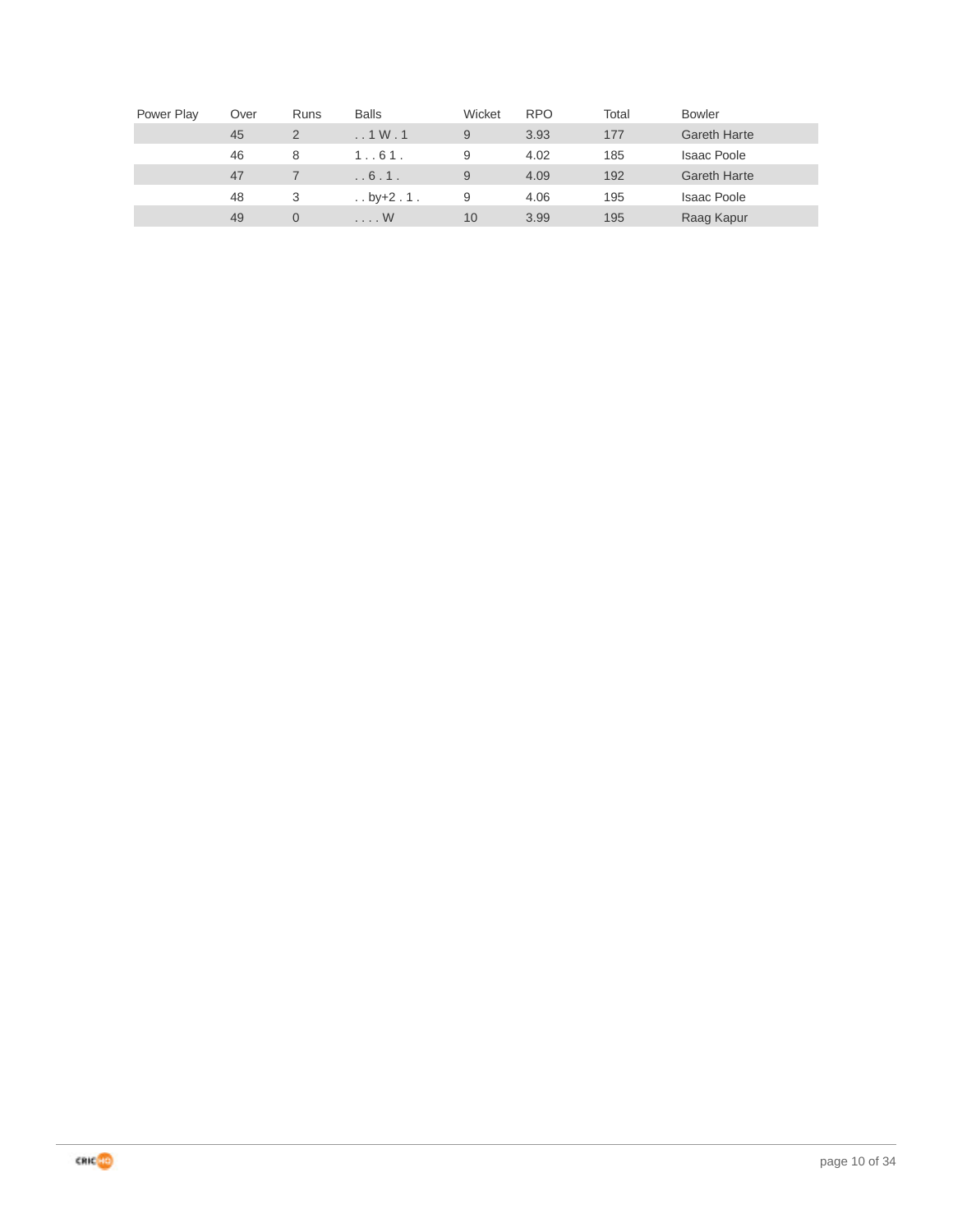| Power Play | Over | Runs | Balls | Wicket | RPO | Total | Bowler |
|---|---|---|---|---|---|---|---|
| | 45 | 2 | . . 1 W . 1 | 9 | 3.93 | 177 | Gareth Harte |
| | 46 | 8 | 1 . . 6 1 . | 9 | 4.02 | 185 | Isaac Poole |
| | 47 | 7 | . . 6 . 1 . | 9 | 4.09 | 192 | Gareth Harte |
| | 48 | 3 | . . by+2 . 1 . | 9 | 4.06 | 195 | Isaac Poole |
| | 49 | 0 | . . . . W | 10 | 3.99 | 195 | Raag Kapur |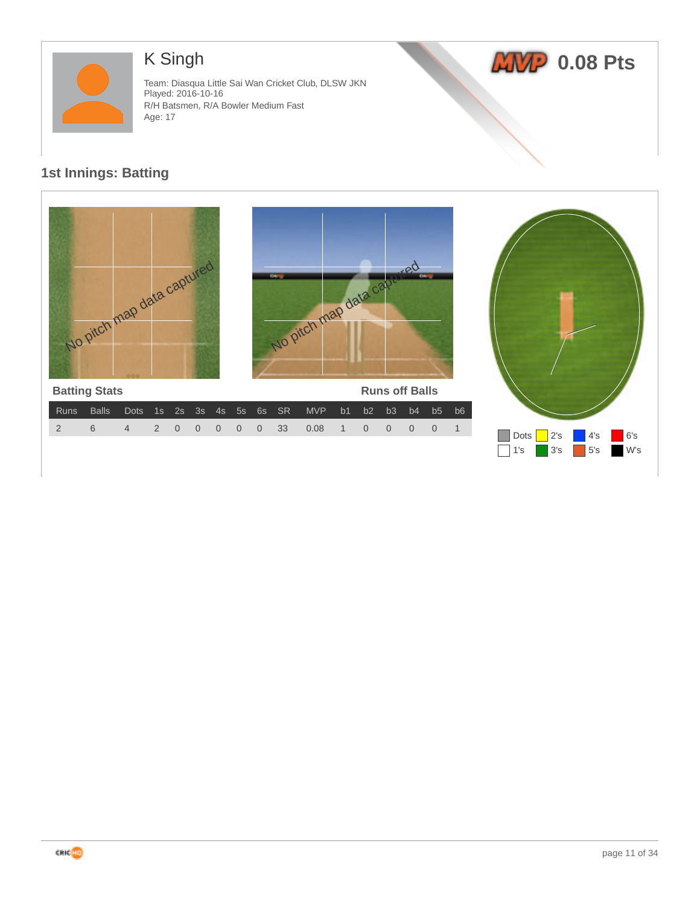# K Singh

Team: Diasqua Little Sai Wan Cricket Club, DLSW JKN
Played: 2016-10-16
R/H Batsmen, R/A Bowler Medium Fast
Age: 17

**MVP 0.08 Pts**

## 1st Innings: Batting

No pitch map data captured

No pitch map data captured

### Batting Stats

### Runs off Balls

| Runs | Balls | Dots | 1s | 2s | 3s | 4s | 5s | 6s | SR | MVP | b1 | b2 | b3 | b4 | b5 | b6 |
|---|---|---|---|---|---|---|---|---|---|---|---|---|---|---|---|---|
| 2 | 6 | 4 | 2 | 0 | 0 | 0 | 0 | 0 | 33 | 0.08 | 1 | 0 | 0 | 0 | 0 | 1 |

Dots 2's 4's 6's
1's 3's 5's W's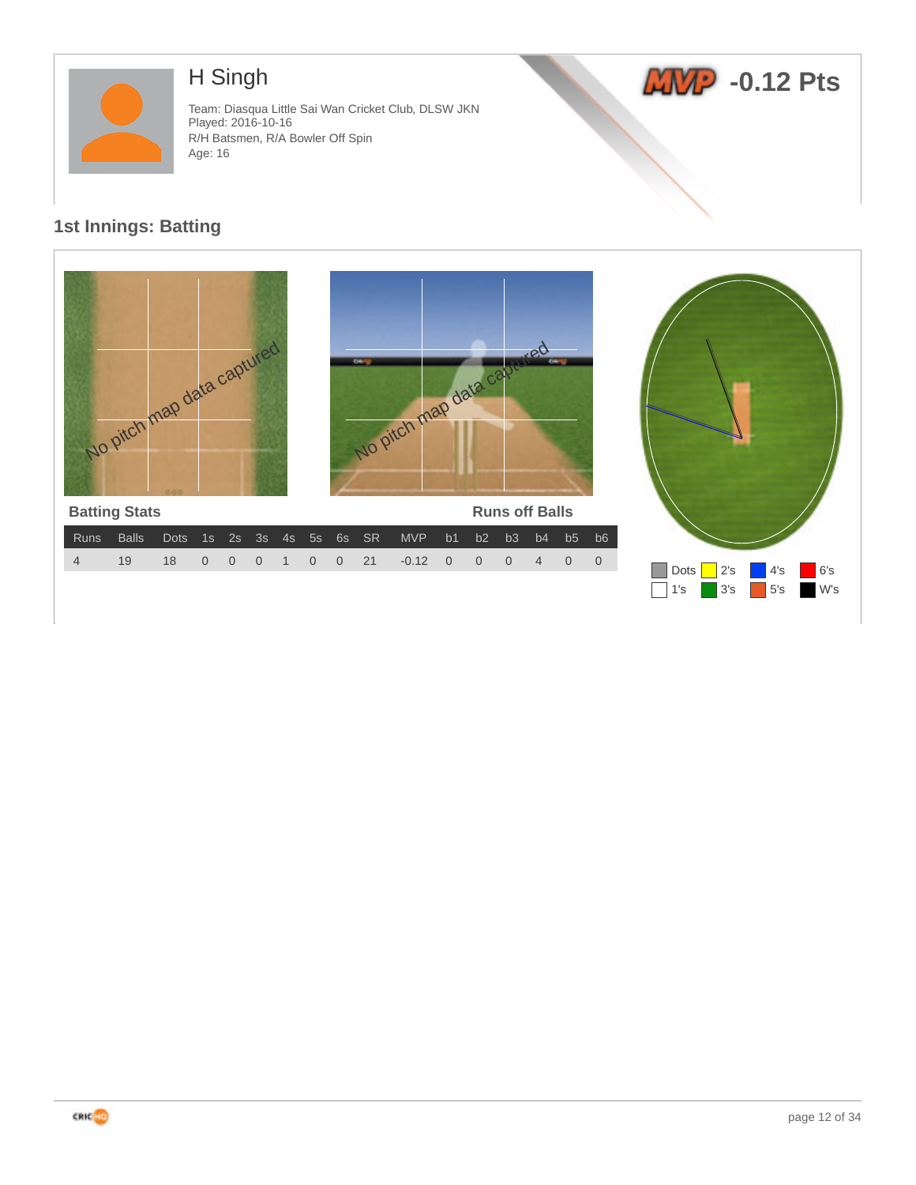# H Singh

Team: Diasqua Little Sai Wan Cricket Club, DLSW JKN
Played: 2016-10-16
R/H Batsmen, R/A Bowler Off Spin
Age: 16

**MVP -0.12 Pts**

## 1st Innings: Batting

No pitch map data captured

No pitch map data captured

### Batting Stats

Runs off Balls

| Runs | Balls | Dots | 1s | 2s | 3s | 4s | 5s | 6s | SR | MVP | b1 | b2 | b3 | b4 | b5 | b6 |
|---|---|---|---|---|---|---|---|---|---|---|---|---|---|---|---|---|
| 4 | 19 | 18 | 0 | 0 | 0 | 1 | 0 | 0 | 21 | -0.12 | 0 | 0 | 0 | 4 | 0 | 0 |

Dots, 2's, 4's, 6's, 1's, 3's, 5's, W's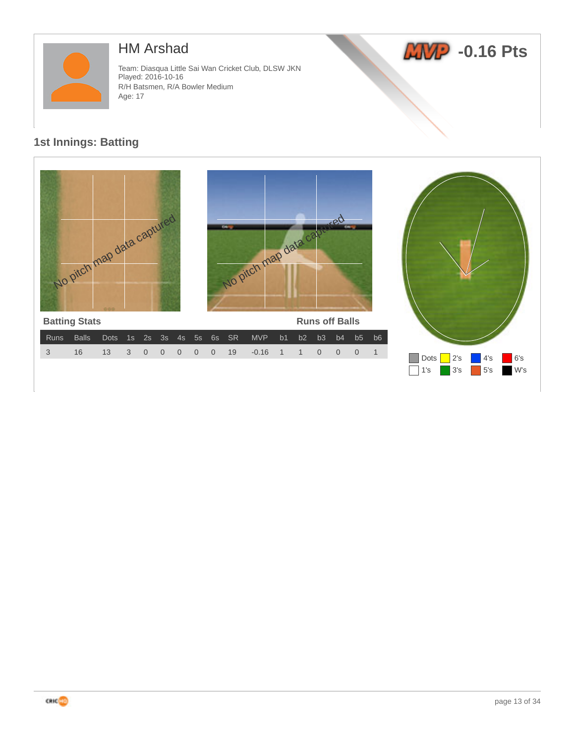# HM Arshad

Team: Diasqua Little Sai Wan Cricket Club, DLSW JKN
Played: 2016-10-16
R/H Batsmen, R/A Bowler Medium
Age: 17

**MVP -0.16 Pts**

## 1st Innings: Batting

No pitch map data captured

No pitch map data captured

### Batting Stats

| Runs | Balls | Dots | 1s | 2s | 3s | 4s | 5s | 6s | SR | MVP | b1 | b2 | b3 | b4 | b5 | b6 |
|---|---|---|---|---|---|---|---|---|---|---|---|---|---|---|---|---|
| 3 | 16 | 13 | 3 | 0 | 0 | 0 | 0 | 0 | 19 | -0.16 | 1 | 1 | 0 | 0 | 0 | 1 |

Runs off Balls

Dots, 2's, 4's, 6's, 1's, 3's, 5's, W's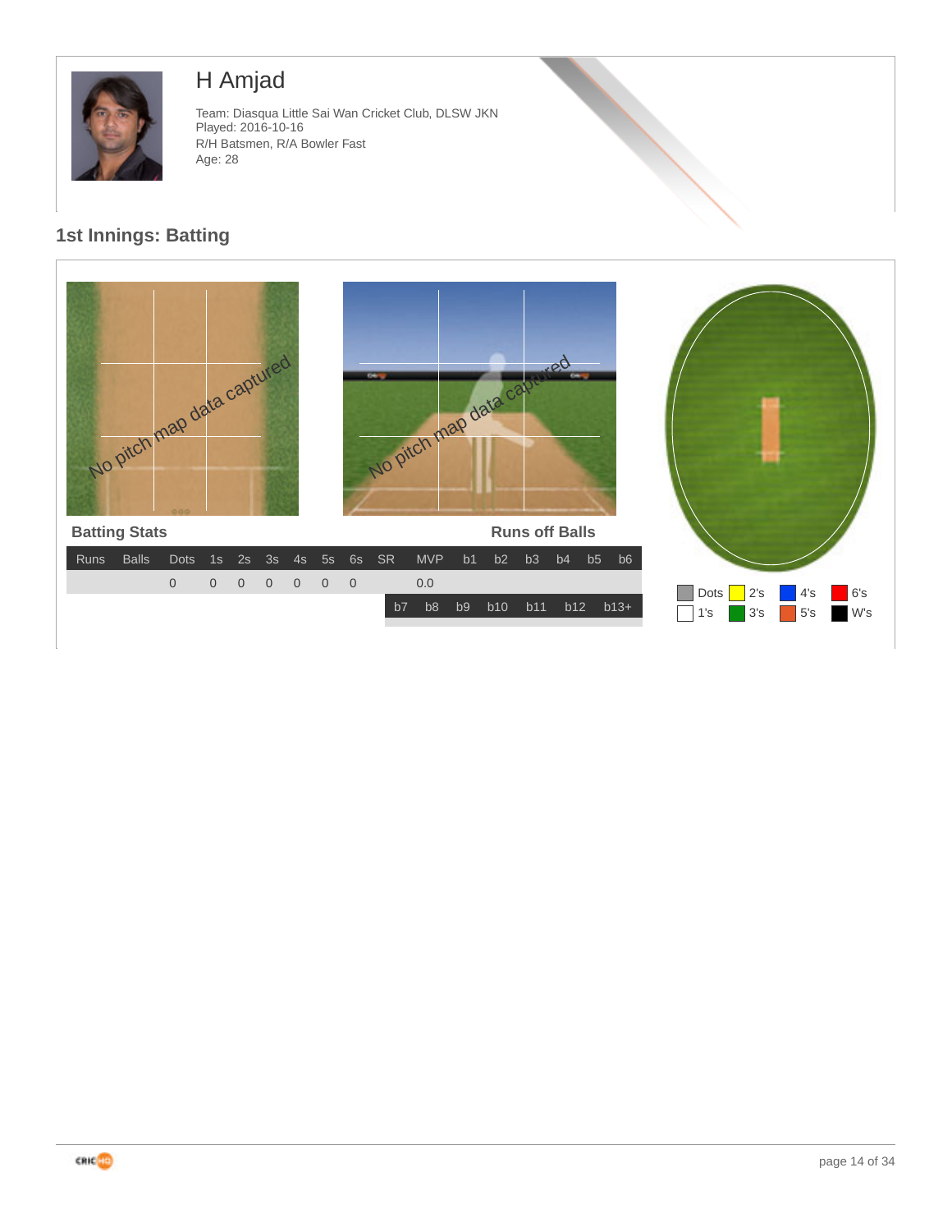# H Amjad

Team: Diasqua Little Sai Wan Cricket Club, DLSW JKN
Played: 2016-10-16
R/H Batsmen, R/A Bowler Fast
Age: 28

## 1st Innings: Batting

No pitch map data captured

No pitch map data captured

### Batting Stats

### Runs off Balls

| Runs | Balls | Dots | 1s | 2s | 3s | 4s | 5s | 6s | SR | MVP | b1 | b2 | b3 | b4 | b5 | b6 |
|---|---|---|---|---|---|---|---|---|---|---|---|---|---|---|---|---|
| | | 0 | 0 | 0 | 0 | 0 | 0 | 0 | | 0.0 | | | | | | |

| b7 | b8 | b9 | b10 | b11 | b12 | b13+ |
|---|---|---|---|---|---|---|
| | | | | | | |

Dots 2's 4's 6's
1's 3's 5's W's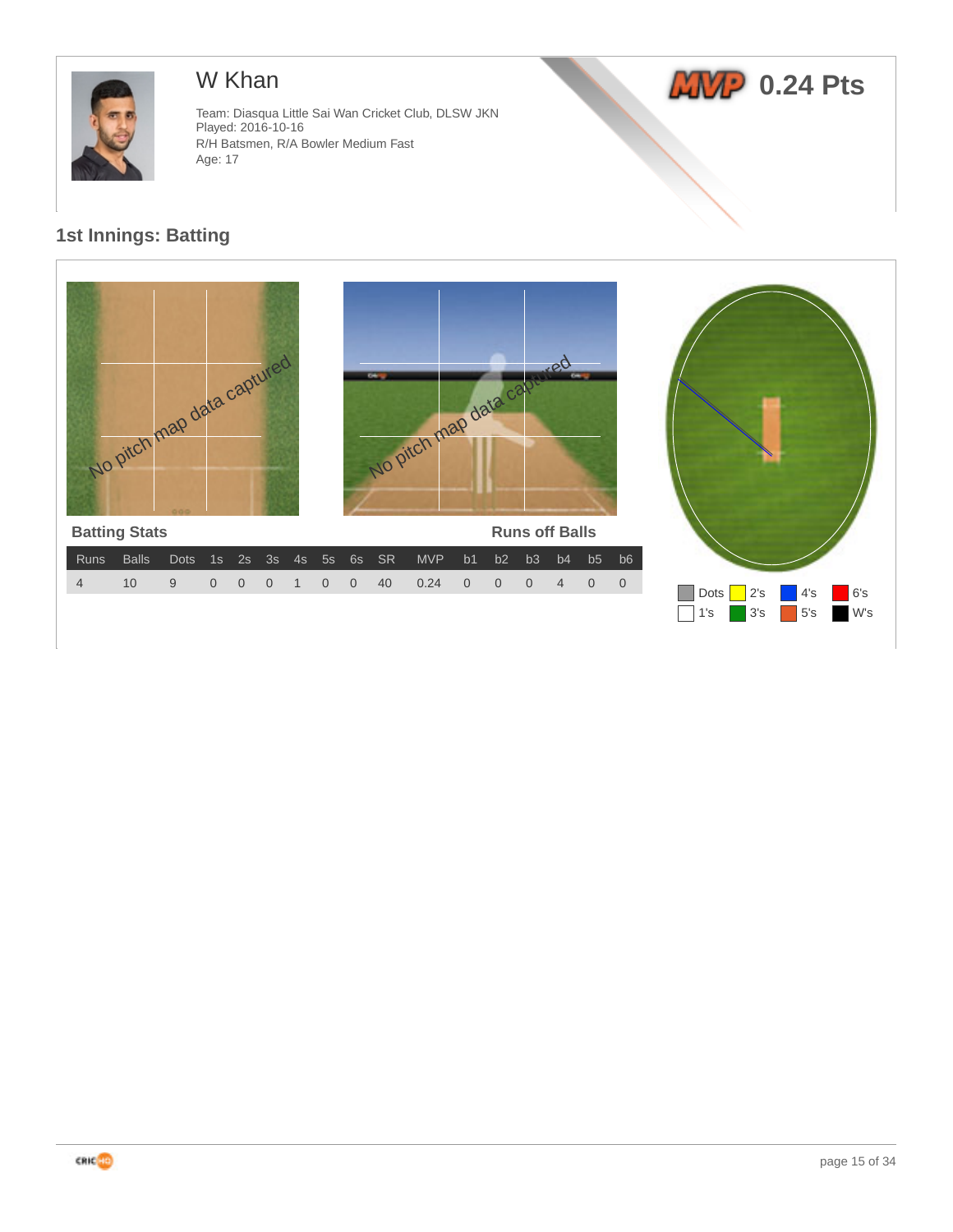# W Khan

Team: Diasqua Little Sai Wan Cricket Club, DLSW JKN
Played: 2016-10-16
R/H Batsmen, R/A Bowler Medium Fast
Age: 17

**MVP 0.24 Pts**

## 1st Innings: Batting

No pitch map data captured

No pitch map data captured

**Batting Stats** | **Runs off Balls**

| Runs | Balls | Dots | 1s | 2s | 3s | 4s | 5s | 6s | SR | MVP | b1 | b2 | b3 | b4 | b5 | b6 |
|---|---|---|---|---|---|---|---|---|---|---|---|---|---|---|---|---|
| 4 | 10 | 9 | 0 | 0 | 0 | 1 | 0 | 0 | 40 | 0.24 | 0 | 0 | 0 | 4 | 0 | 0 |

Dots, 2's, 4's, 6's, 1's, 3's, 5's, W's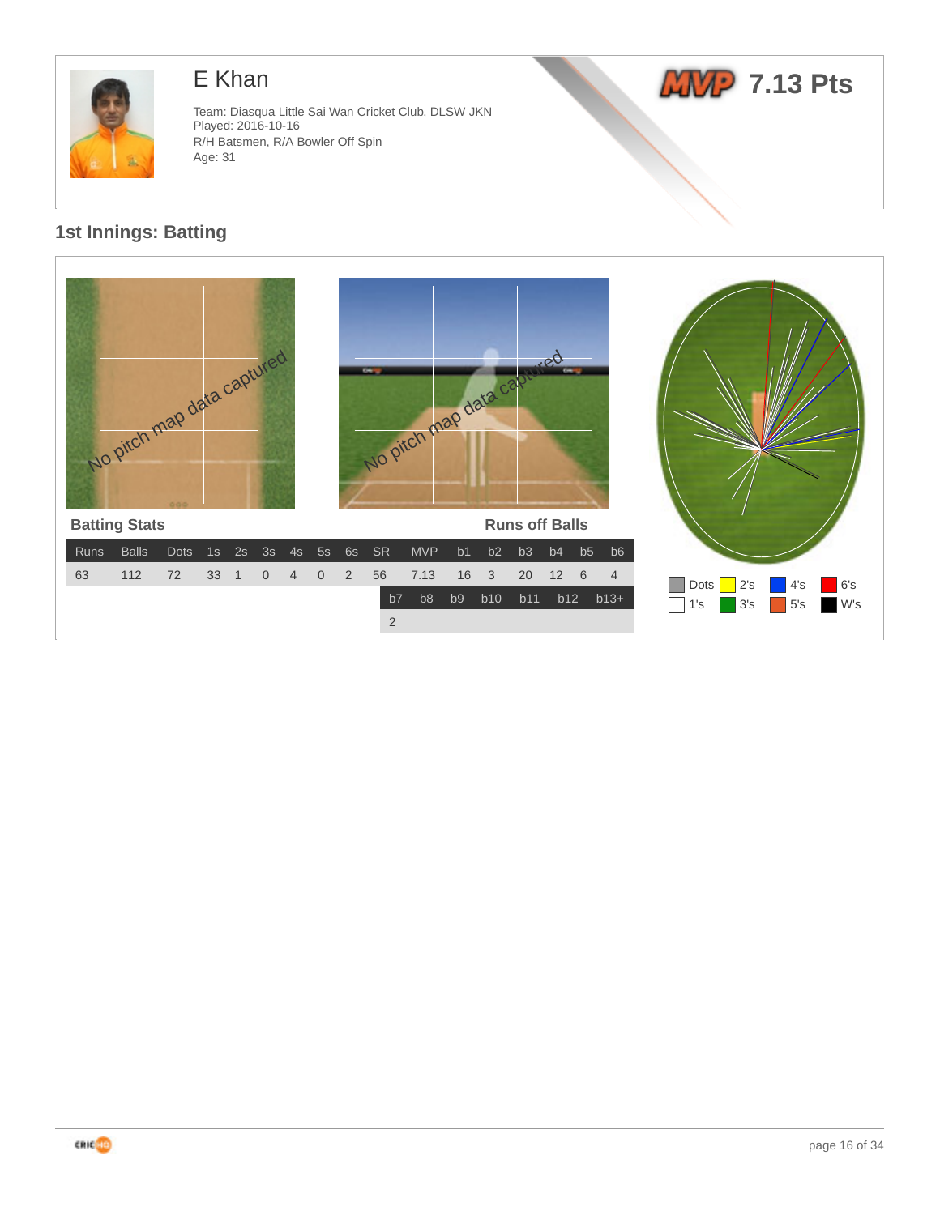# E Khan

Team: Diasqua Little Sai Wan Cricket Club, DLSW JKN
Played: 2016-10-16
R/H Batsmen, R/A Bowler Off Spin
Age: 31

**MVP 7.13 Pts**

## 1st Innings: Batting

No pitch map data captured

No pitch map data captured

### Batting Stats

### Runs off Balls

| Runs | Balls | Dots | 1s | 2s | 3s | 4s | 5s | 6s | SR | MVP | b1 | b2 | b3 | b4 | b5 | b6 |
|---|---|---|---|---|---|---|---|---|---|---|---|---|---|---|---|---|
| 63 | 112 | 72 | 33 | 1 | 0 | 4 | 0 | 2 | 56 | 7.13 | 16 | 3 | 20 | 12 | 6 | 4 |

| b7 | b8 | b9 | b10 | b11 | b12 | b13+ |
|---|---|---|---|---|---|---|
| 2 | | | | | | |

Dots | 2's | 4's | 6's | 1's | 3's | 5's | W's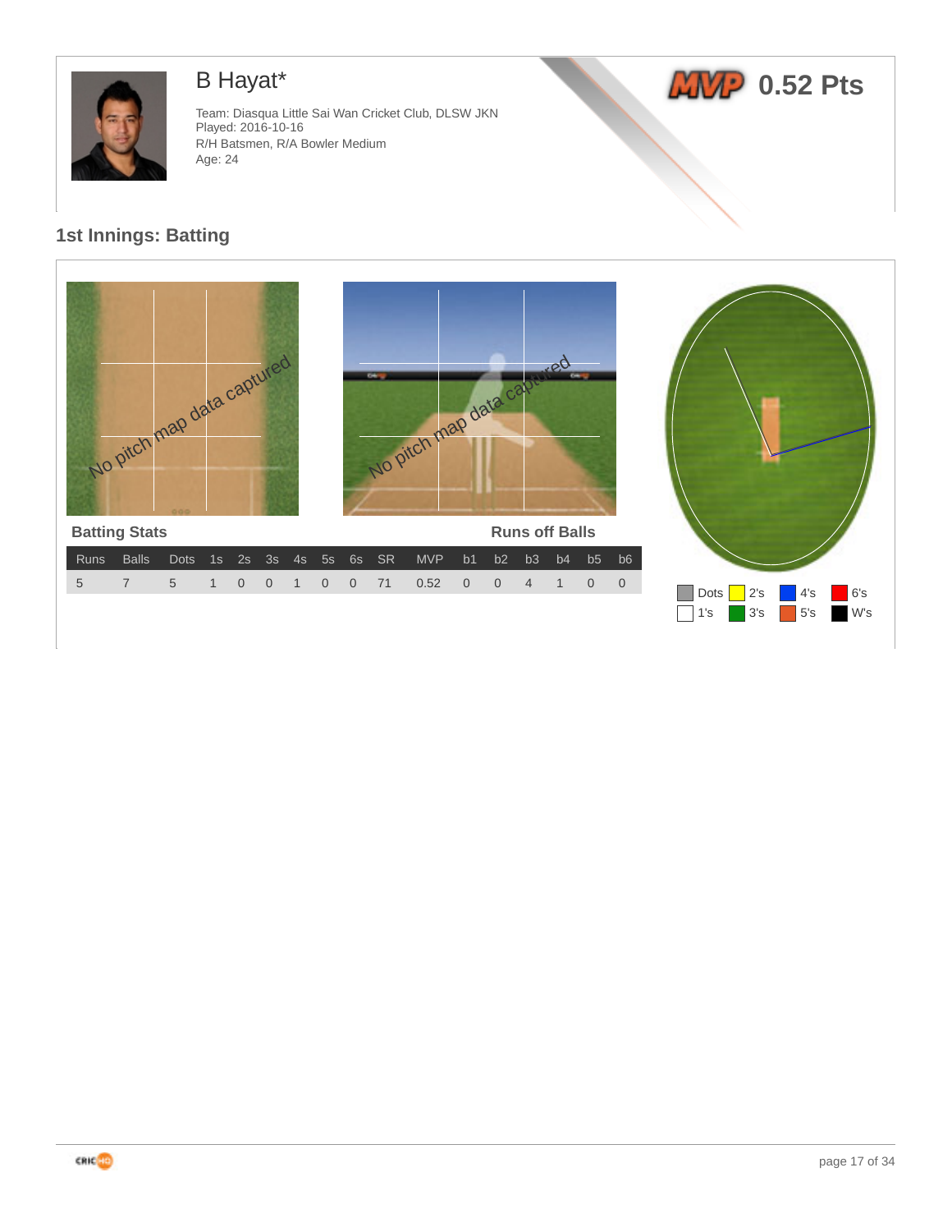# B Hayat*

Team: Diasqua Little Sai Wan Cricket Club, DLSW JKN
Played: 2016-10-16
R/H Batsmen, R/A Bowler Medium
Age: 24

**MVP 0.52 Pts**

## 1st Innings: Batting

No pitch map data captured

No pitch map data captured

### Batting Stats

### Runs off Balls

| Runs | Balls | Dots | 1s | 2s | 3s | 4s | 5s | 6s | SR | MVP | b1 | b2 | b3 | b4 | b5 | b6 |
|---|---|---|---|---|---|---|---|---|---|---|---|---|---|---|---|---|
| 5 | 7 | 5 | 1 | 0 | 0 | 1 | 0 | 0 | 71 | 0.52 | 0 | 0 | 4 | 1 | 0 | 0 |

Dots, 2's, 4's, 6's, 1's, 3's, 5's, W's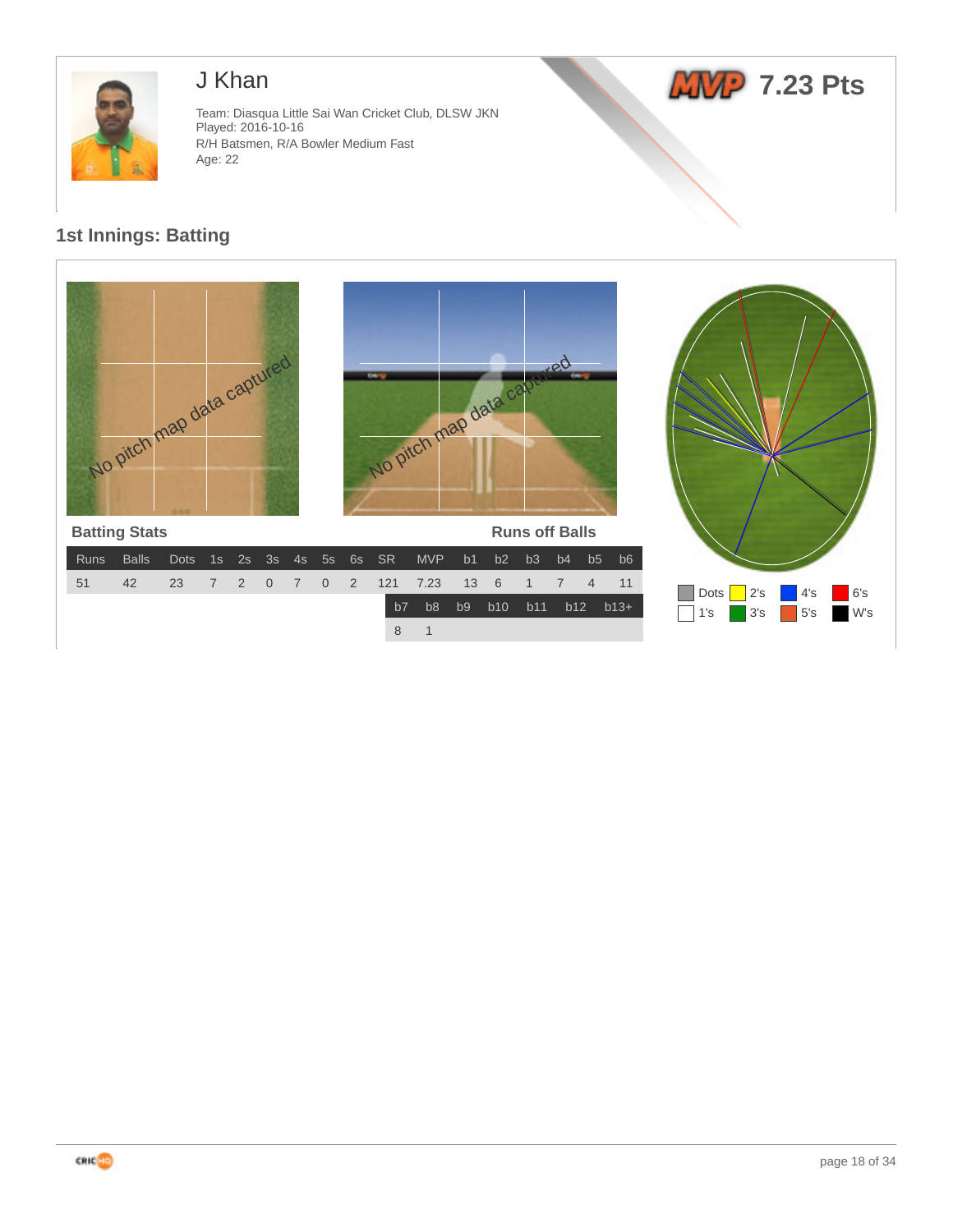# J Khan

Team: Diasqua Little Sai Wan Cricket Club, DLSW JKN
Played: 2016-10-16
R/H Batsmen, R/A Bowler Medium Fast
Age: 22

**MVP 7.23 Pts**

## 1st Innings: Batting

No pitch map data captured

No pitch map data captured

### Batting Stats

| Runs | Balls | Dots | 1s | 2s | 3s | 4s | 5s | 6s | SR | MVP |
|---|---|---|---|---|---|---|---|---|---|---|
| 51 | 42 | 23 | 7 | 2 | 0 | 7 | 0 | 2 | 121 | 7.23 |

### Runs off Balls

| b1 | b2 | b3 | b4 | b5 | b6 |
|---|---|---|---|---|---|
| 13 | 6 | 1 | 7 | 4 | 11 |

| b7 | b8 | b9 | b10 | b11 | b12 | b13+ |
|---|---|---|---|---|---|---|
| 8 | 1 | | | | | |

Dots, 2's, 4's, 6's, 1's, 3's, 5's, W's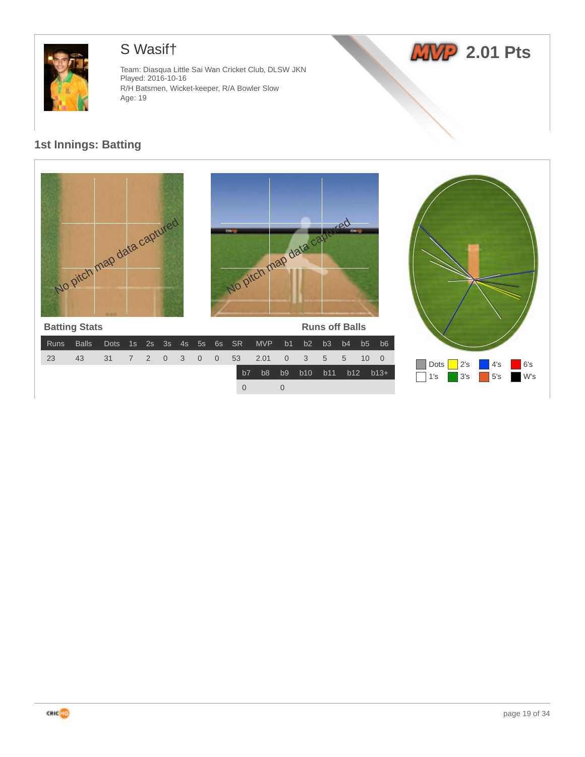# S Wasif†

Team: Diasqua Little Sai Wan Cricket Club, DLSW JKN
Played: 2016-10-16
R/H Batsmen, Wicket-keeper, R/A Bowler Slow
Age: 19

**MVP 2.01 Pts**

## 1st Innings: Batting

No pitch map data captured

No pitch map data captured

**Batting Stats**

**Runs off Balls**

| Runs | Balls | Dots | 1s | 2s | 3s | 4s | 5s | 6s | SR | MVP | b1 | b2 | b3 | b4 | b5 | b6 |
|---|---|---|---|---|---|---|---|---|---|---|---|---|---|---|---|---|
| 23 | 43 | 31 | 7 | 2 | 0 | 3 | 0 | 0 | 53 | 2.01 | 0 | 3 | 5 | 5 | 10 | 0 |

| b7 | b8 | b9 | b10 | b11 | b12 | b13+ |
|---|---|---|---|---|---|---|
| 0 | | 0 | | | | |

Dots, 2's, 4's, 6's, 1's, 3's, 5's, W's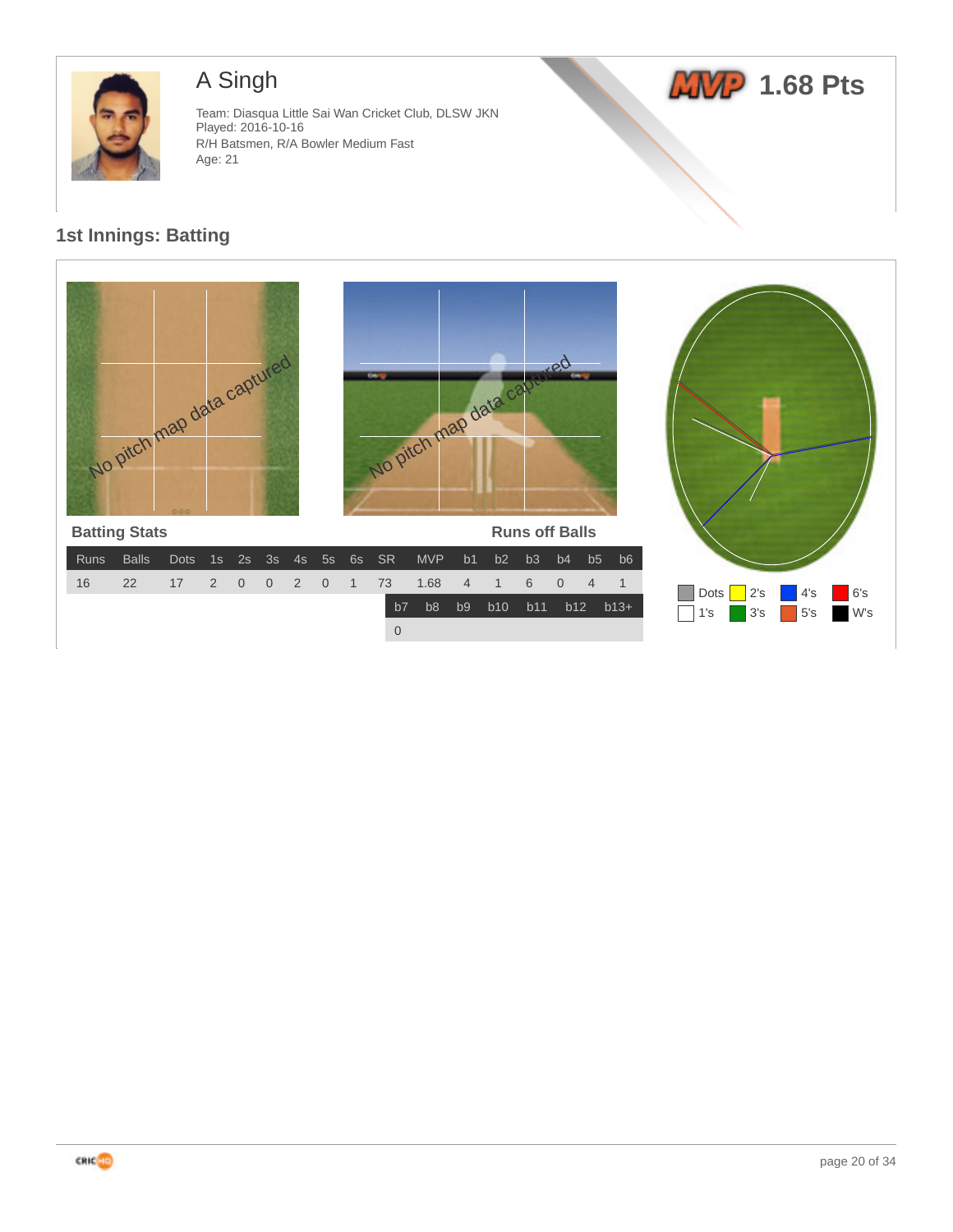# A Singh

Team: Diasqua Little Sai Wan Cricket Club, DLSW JKN
Played: 2016-10-16
R/H Batsmen, R/A Bowler Medium Fast
Age: 21

**MVP 1.68 Pts**

## 1st Innings: Batting

No pitch map data captured

No pitch map data captured

### Batting Stats

| Runs | Balls | Dots | 1s | 2s | 3s | 4s | 5s | 6s | SR | MVP |
|---|---|---|---|---|---|---|---|---|---|---|
| 16 | 22 | 17 | 2 | 0 | 0 | 2 | 0 | 1 | 73 | 1.68 |

### Runs off Balls

| b1 | b2 | b3 | b4 | b5 | b6 | b7 | b8 | b9 | b10 | b11 | b12 | b13+ |
|---|---|---|---|---|---|---|---|---|---|---|---|---|
| 4 | 1 | 6 | 0 | 4 | 1 | 0 | | | | | | |

Dots | 2's | 4's | 6's | 1's | 3's | 5's | W's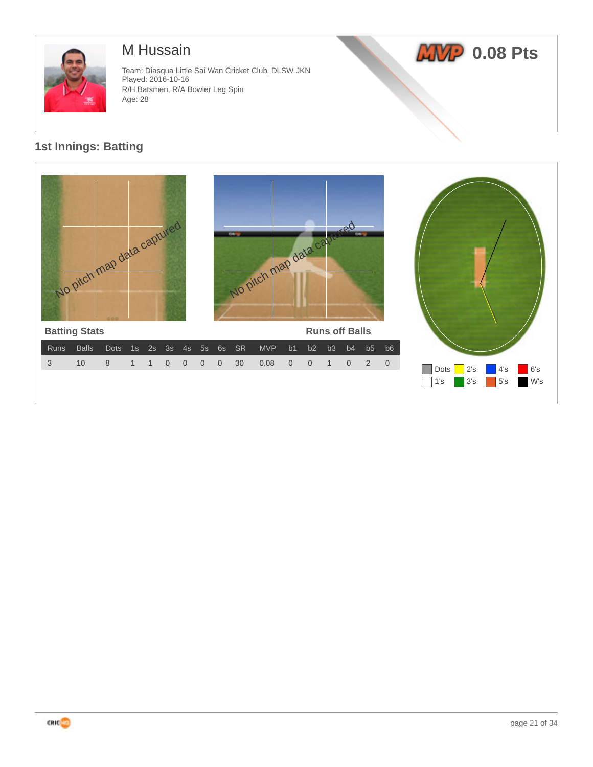# M Hussain

Team: Diasqua Little Sai Wan Cricket Club, DLSW JKN
Played: 2016-10-16
R/H Batsmen, R/A Bowler Leg Spin
Age: 28

**MVP 0.08 Pts**

## 1st Innings: Batting

No pitch map data captured

No pitch map data captured

### Batting Stats

### Runs off Balls

| Runs | Balls | Dots | 1s | 2s | 3s | 4s | 5s | 6s | SR | MVP | b1 | b2 | b3 | b4 | b5 | b6 |
|---|---|---|---|---|---|---|---|---|---|---|---|---|---|---|---|---|
| 3 | 10 | 8 | 1 | 1 | 0 | 0 | 0 | 0 | 30 | 0.08 | 0 | 0 | 1 | 0 | 2 | 0 |

Dots 2's 4's 6's
1's 3's 5's W's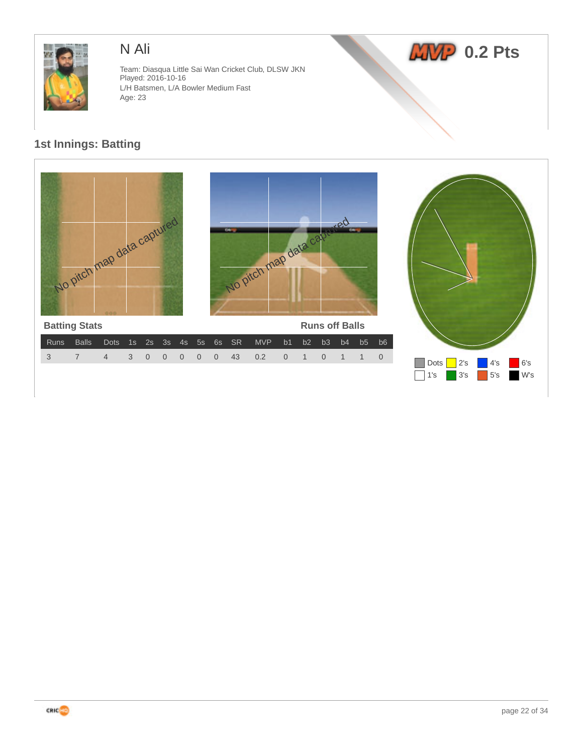# N Ali

Team: Diasqua Little Sai Wan Cricket Club, DLSW JKN
Played: 2016-10-16
L/H Batsmen, L/A Bowler Medium Fast
Age: 23

**MVP 0.2 Pts**

## 1st Innings: Batting

No pitch map data captured

No pitch map data captured

### Batting Stats

**Runs off Balls**

| Runs | Balls | Dots | 1s | 2s | 3s | 4s | 5s | 6s | SR | MVP | b1 | b2 | b3 | b4 | b5 | b6 |
|---|---|---|---|---|---|---|---|---|---|---|---|---|---|---|---|---|
| 3 | 7 | 4 | 3 | 0 | 0 | 0 | 0 | 0 | 43 | 0.2 | 0 | 1 | 0 | 1 | 1 | 0 |

Dots, 2's, 4's, 6's, 1's, 3's, 5's, W's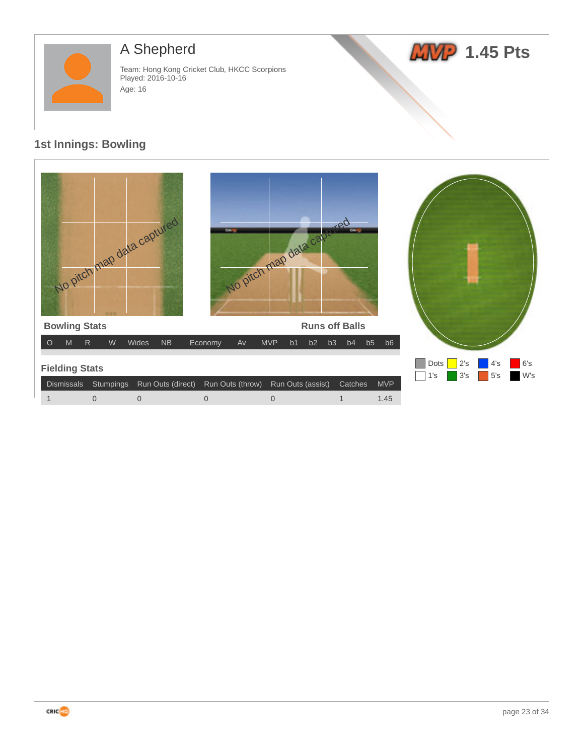# A Shepherd

Team: Hong Kong Cricket Club, HKCC Scorpions
Played: 2016-10-16
Age: 16

MVP 1.45 Pts

## 1st Innings: Bowling

No pitch map data captured

No pitch map data captured

**Bowling Stats**

**Runs off Balls**

| O | M | R | W | Wides | NB | Economy | Av | MVP | b1 | b2 | b3 | b4 | b5 | b6 |
|---|---|---|---|---|---|---|---|---|---|---|---|---|---|---|

Dots | 1's | 2's | 3's | 4's | 5's | 6's | W's

**Fielding Stats**

| Dismissals | Stumpings | Run Outs (direct) | Run Outs (throw) | Run Outs (assist) | Catches | MVP |
|---|---|---|---|---|---|---|
| 1 | 0 | 0 | 0 | 0 | 1 | 1.45 |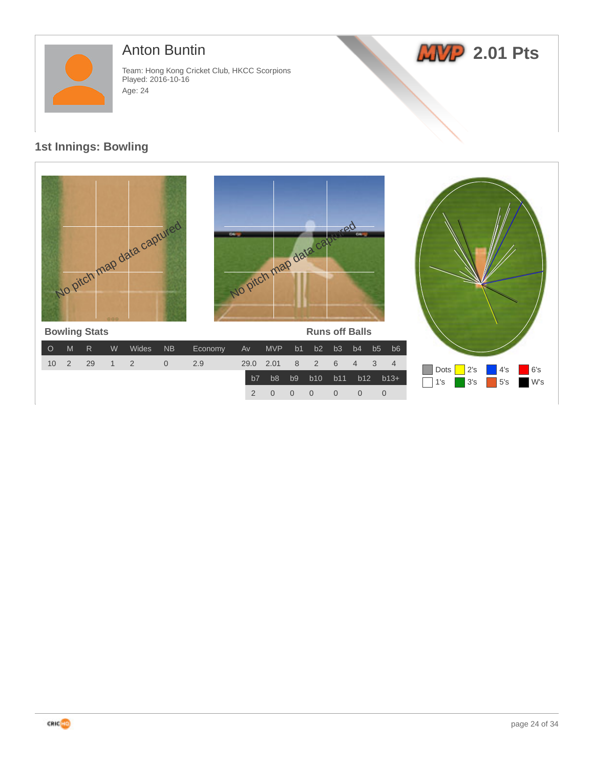# Anton Buntin

Team: Hong Kong Cricket Club, HKCC Scorpions
Played: 2016-10-16
Age: 24

**MVP 2.01 Pts**

## 1st Innings: Bowling

No pitch map data captured

No pitch map data captured

**Bowling Stats**

**Runs off Balls**

| O | M | R | W | Wides | NB | Economy | Av | MVP | b1 | b2 | b3 | b4 | b5 | b6 |
|---|---|---|---|---|---|---|---|---|---|---|---|---|---|---|
| 10 | 2 | 29 | 1 | 2 | 0 | 2.9 | 29.0 | 2.01 | 8 | 2 | 6 | 4 | 3 | 4 |

| b7 | b8 | b9 | b10 | b11 | b12 | b13+ |
|---|---|---|---|---|---|---|
| 2 | 0 | 0 | 0 | 0 | 0 | 0 |

Dots, 1's, 2's, 3's, 4's, 5's, 6's, W's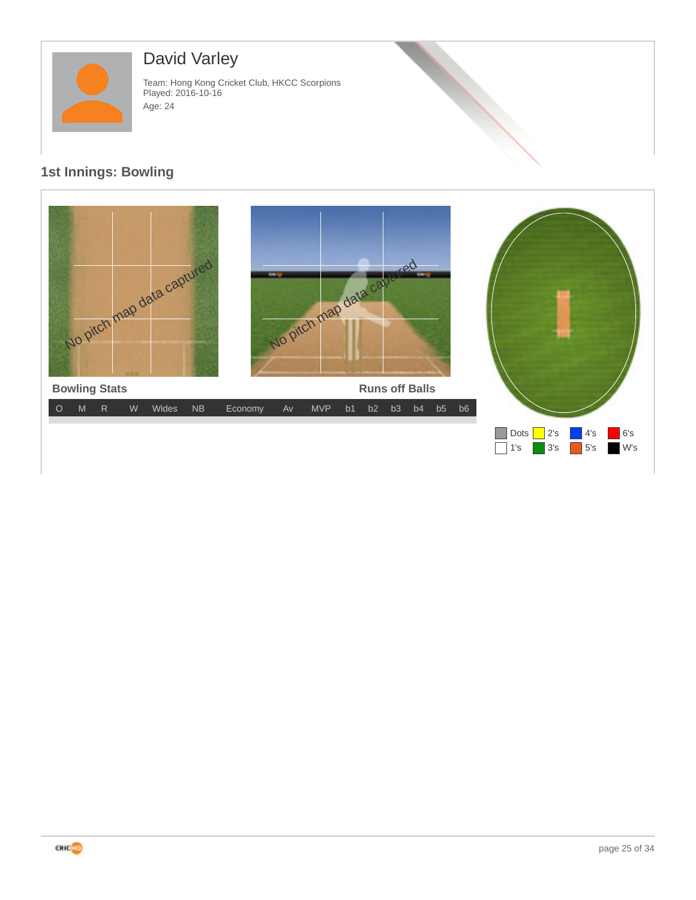# David Varley

Team: Hong Kong Cricket Club, HKCC Scorpions
Played: 2016-10-16
Age: 24

## 1st Innings: Bowling

No pitch map data captured

No pitch map data captured

**Bowling Stats** **Runs off Balls**

| O | M | R | W | Wides | NB | Economy | Av | MVP | b1 | b2 | b3 | b4 | b5 | b6 |
|---|---|---|---|---|---|---|---|---|---|---|---|---|---|---|
| | | | | | | | | | | | | | | |

Dots | 2's | 4's | 6's
1's | 3's | 5's | W's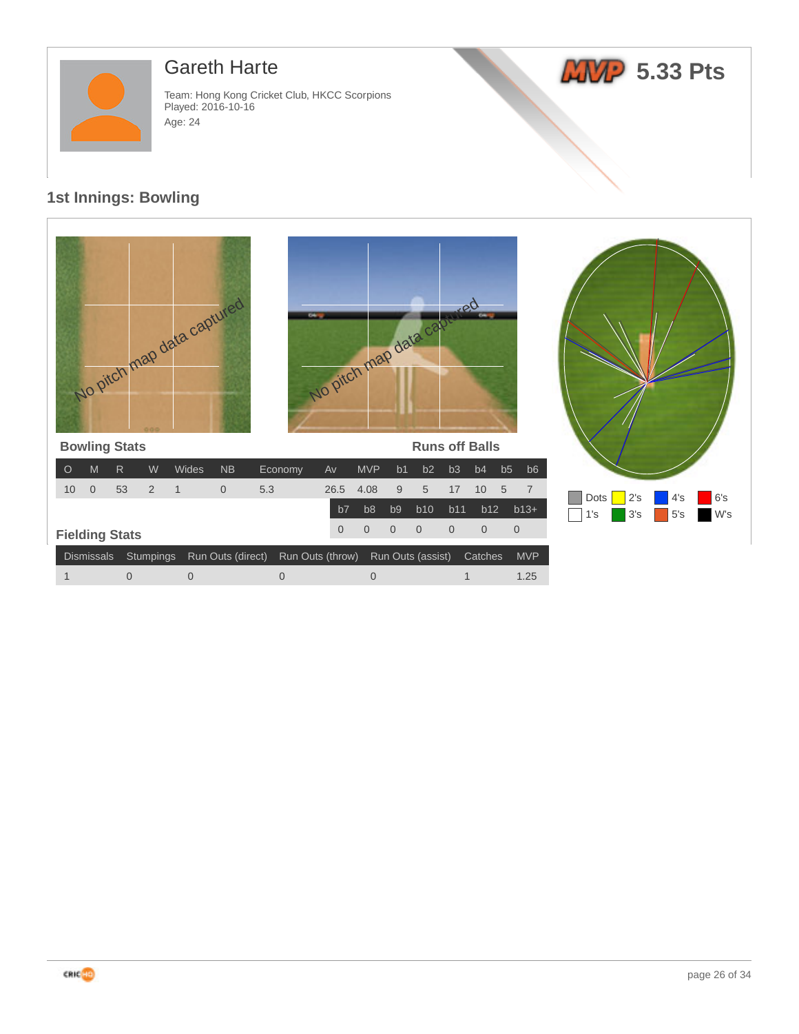# Gareth Harte

Team: Hong Kong Cricket Club, HKCC Scorpions
Played: 2016-10-16
Age: 24

MVP 5.33 Pts

## 1st Innings: Bowling

No pitch map data captured

No pitch map data captured

### Bowling Stats

| O | M | R | W | Wides | NB | Economy | Av | MVP |
|---|---|---|---|---|---|---|---|---|
| 10 | 0 | 53 | 2 | 1 | 0 | 5.3 | 26.5 | 4.08 |

### Runs off Balls

| b1 | b2 | b3 | b4 | b5 | b6 | b7 | b8 | b9 | b10 | b11 | b12 | b13+ |
|---|---|---|---|---|---|---|---|---|---|---|---|---|
| 9 | 5 | 17 | 10 | 5 | 7 | 0 | 0 | 0 | 0 | 0 | 0 | 0 |

Dots, 1's, 2's, 3's, 4's, 5's, 6's, W's

### Fielding Stats

| Dismissals | Stumpings | Run Outs (direct) | Run Outs (throw) | Run Outs (assist) | Catches | MVP |
|---|---|---|---|---|---|---|
| 1 | 0 | 0 | 0 | 0 | 1 | 1.25 |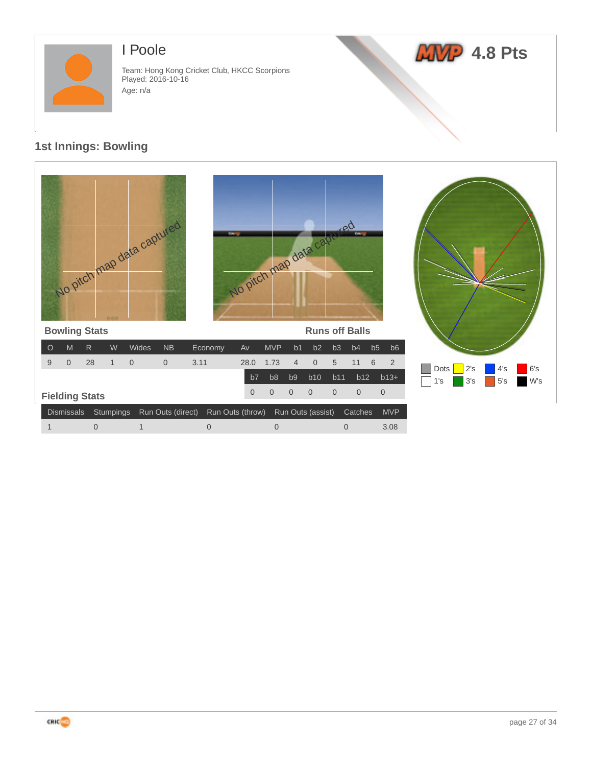# I Poole

Team: Hong Kong Cricket Club, HKCC Scorpions
Played: 2016-10-16
Age: n/a

MVP 4.8 Pts

## 1st Innings: Bowling

No pitch map data captured

No pitch map data captured

Dots | 2's | 4's | 6's | 1's | 3's | 5's | W's

### Bowling Stats

| O | M | R | W | Wides | NB | Economy | Av | MVP |
|---|---|---|---|---|---|---|---|---|
| 9 | 0 | 28 | 1 | 0 | 0 | 3.11 | 28.0 | 1.73 |

### Runs off Balls

| b1 | b2 | b3 | b4 | b5 | b6 | b7 | b8 | b9 | b10 | b11 | b12 | b13+ |
|---|---|---|---|---|---|---|---|---|---|---|---|---|
| 4 | 0 | 5 | 11 | 6 | 2 | 0 | 0 | 0 | 0 | 0 | 0 | 0 |

### Fielding Stats

| Dismissals | Stumpings | Run Outs (direct) | Run Outs (throw) | Run Outs (assist) | Catches | MVP |
|---|---|---|---|---|---|---|
| 1 | 0 | 1 | 0 | 0 | 0 | 3.08 |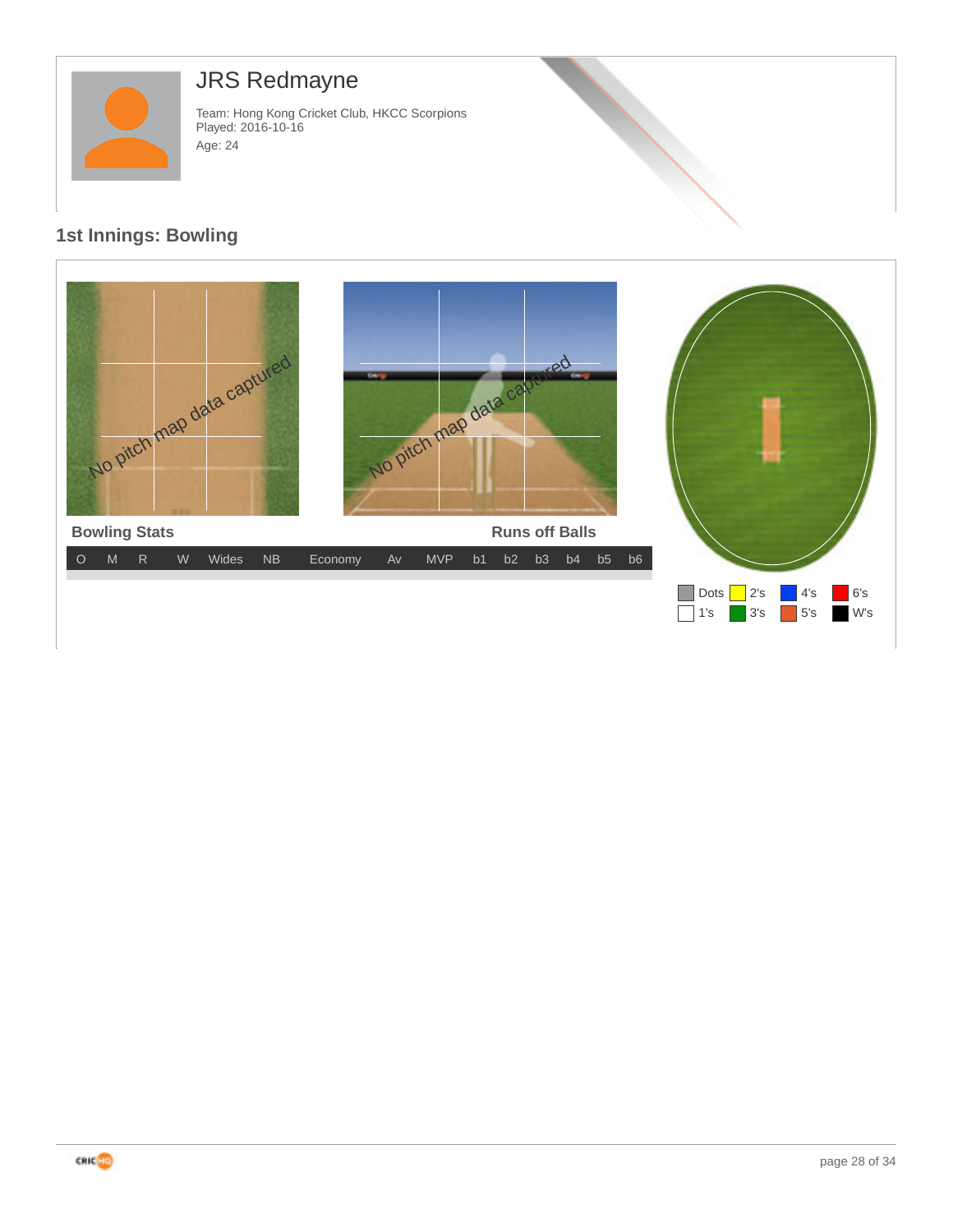# JRS Redmayne

Team: Hong Kong Cricket Club, HKCC Scorpions
Played: 2016-10-16
Age: 24

## 1st Innings: Bowling

No pitch map data captured

No pitch map data captured

**Bowling Stats** **Runs off Balls**

| O | M | R | W | Wides | NB | Economy | Av | MVP | b1 | b2 | b3 | b4 | b5 | b6 |
|---|---|---|---|---|---|---|---|---|---|---|---|---|---|---|
| | | | | | | | | | | | | | | |

Dots | 2's | 4's | 6's
1's | 3's | 5's | W's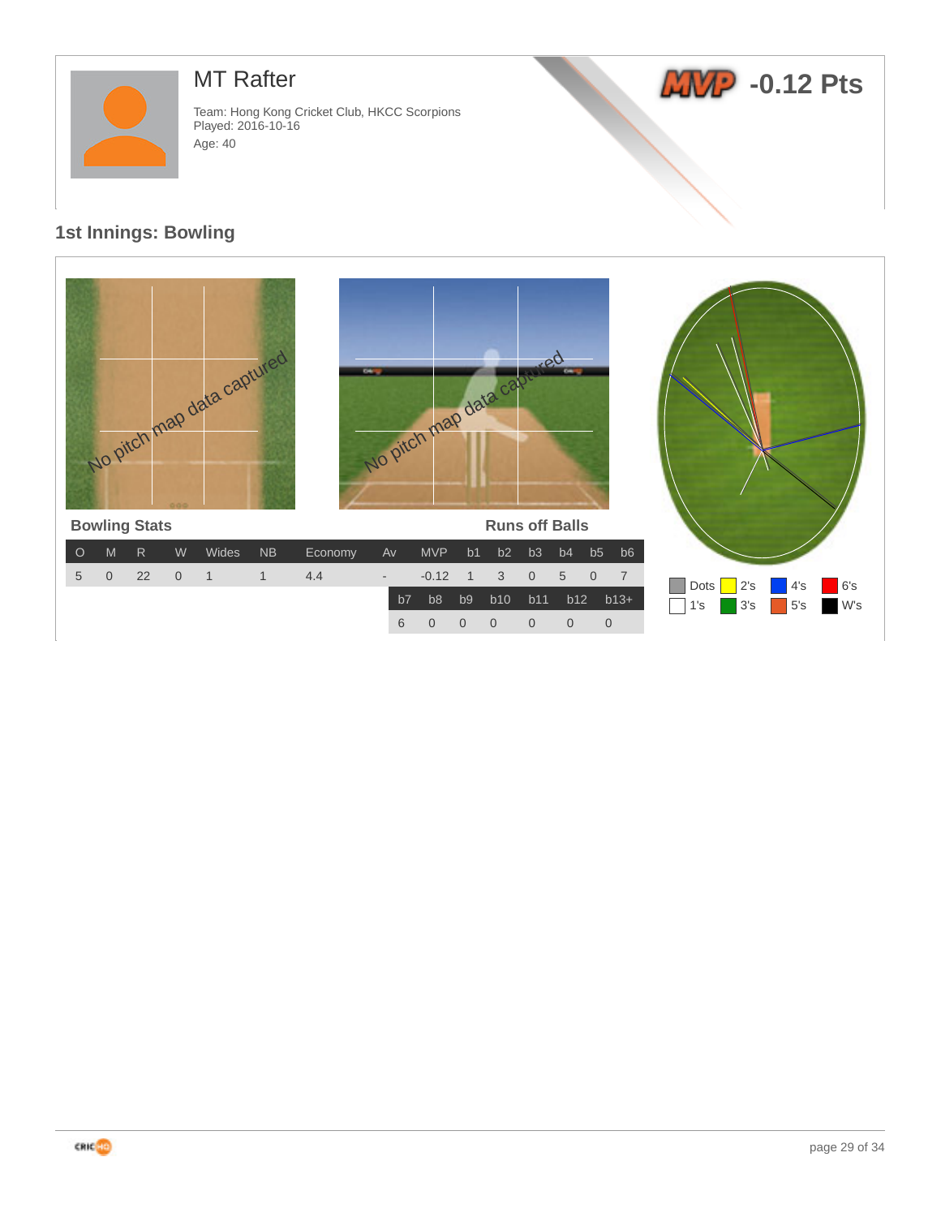# MT Rafter

Team: Hong Kong Cricket Club, HKCC Scorpions
Played: 2016-10-16
Age: 40

MVP -0.12 Pts

## 1st Innings: Bowling

No pitch map data captured

No pitch map data captured

**Bowling Stats**

**Runs off Balls**

| O | M | R | W | Wides | NB | Economy | Av | MVP | b1 | b2 | b3 | b4 | b5 | b6 |
|---|---|---|---|---|---|---|---|---|---|---|---|---|---|---|
| 5 | 0 | 22 | 0 | 1 | 1 | 4.4 | - | -0.12 | 1 | 3 | 0 | 5 | 0 | 7 |

| b7 | b8 | b9 | b10 | b11 | b12 | b13+ |
|---|---|---|---|---|---|---|
| 6 | 0 | 0 | 0 | 0 | 0 | 0 |

Dots, 2's, 4's, 6's, 1's, 3's, 5's, W's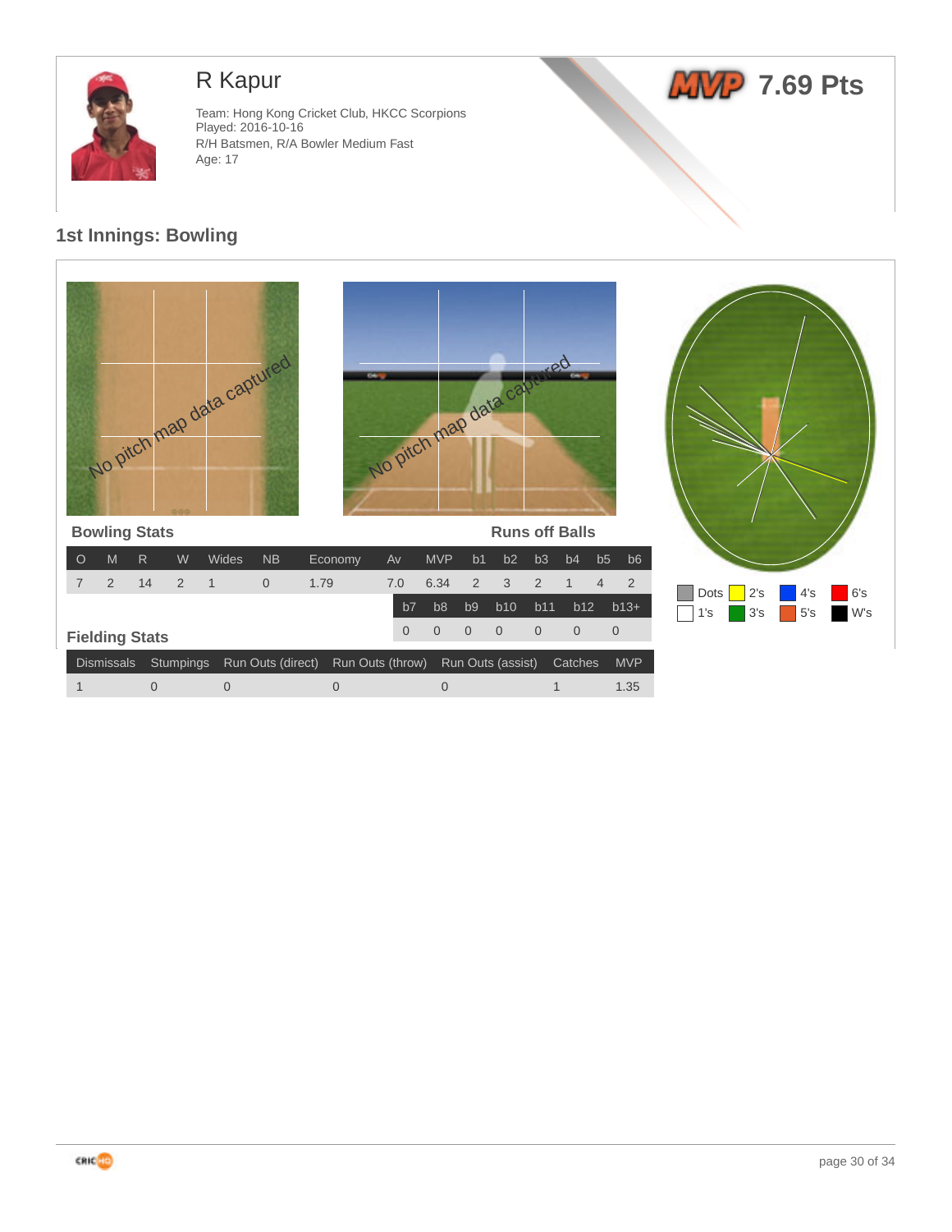# R Kapur

**MVP 7.69 Pts**

Team: Hong Kong Cricket Club, HKCC Scorpions
Played: 2016-10-16
R/H Batsmen, R/A Bowler Medium Fast
Age: 17

## 1st Innings: Bowling

No pitch map data captured

No pitch map data captured

Dots | 1's | 2's | 3's | 4's | 5's | 6's | W's

### Bowling Stats

### Runs off Balls

| O | M | R | W | Wides | NB | Economy | Av | MVP | b1 | b2 | b3 | b4 | b5 | b6 |
|---|---|---|---|---|---|---|---|---|---|---|---|---|---|---|
| 7 | 2 | 14 | 2 | 1 | 0 | 1.79 | 7.0 | 6.34 | 2 | 3 | 2 | 1 | 4 | 2 |

| b7 | b8 | b9 | b10 | b11 | b12 | b13+ |
|---|---|---|---|---|---|---|
| 0 | 0 | 0 | 0 | 0 | 0 | 0 |

### Fielding Stats

| Dismissals | Stumpings | Run Outs (direct) | Run Outs (throw) | Run Outs (assist) | Catches | MVP |
|---|---|---|---|---|---|---|
| 1 | 0 | 0 | 0 | 0 | 1 | 1.35 |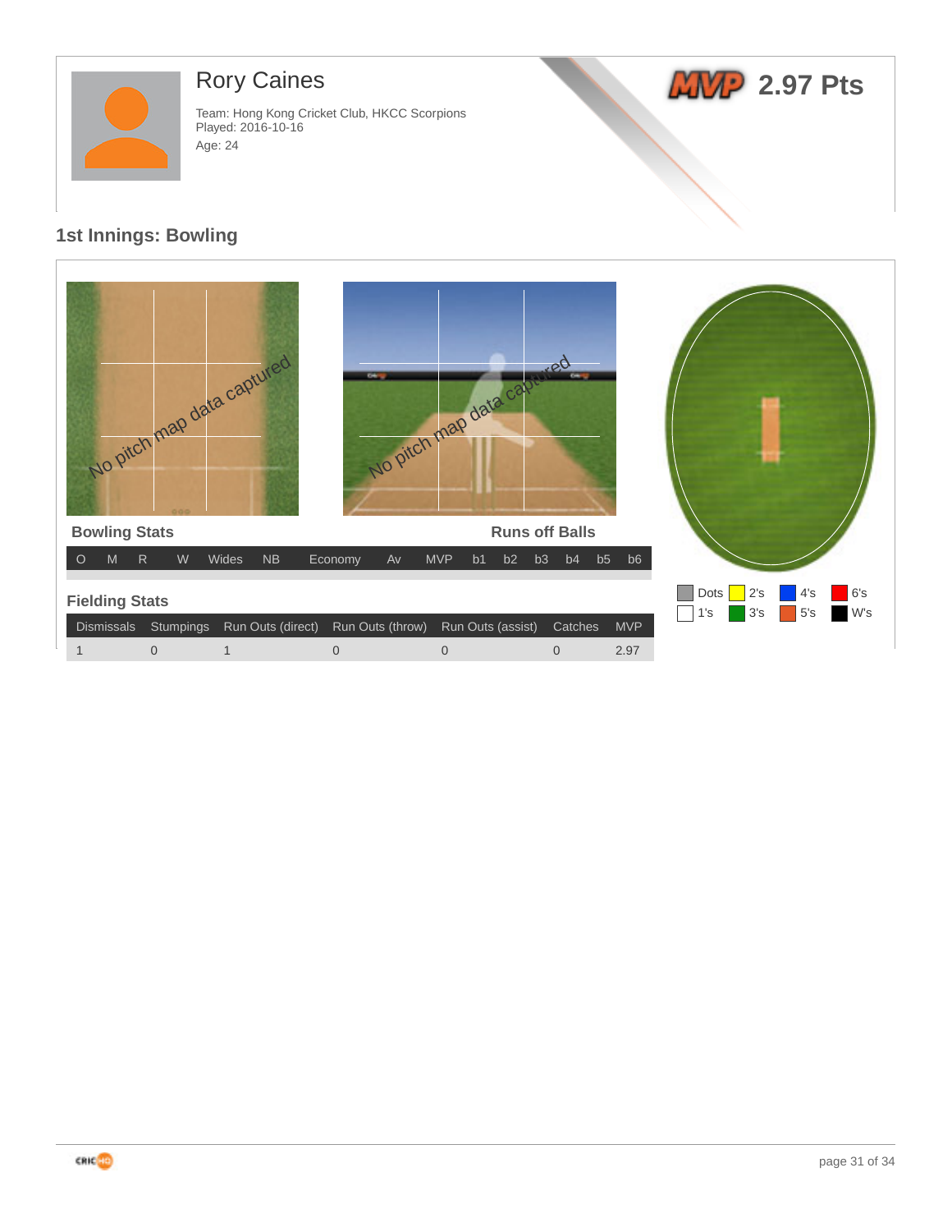# Rory Caines

Team: Hong Kong Cricket Club, HKCC Scorpions
Played: 2016-10-16
Age: 24

**MVP 2.97 Pts**

## 1st Innings: Bowling

No pitch map data captured

No pitch map data captured

### Bowling Stats

### Runs off Balls

| O | M | R | W | Wides | NB | Economy | Av | MVP | b1 | b2 | b3 | b4 | b5 | b6 |
|---|---|---|---|---|---|---|---|---|---|---|---|---|---|---|

Dots | 2's | 4's | 6's | 1's | 3's | 5's | W's

### Fielding Stats

| Dismissals | Stumpings | Run Outs (direct) | Run Outs (throw) | Run Outs (assist) | Catches | MVP |
|---|---|---|---|---|---|---|
| 1 | 0 | 1 | 0 | 0 | 0 | 2.97 |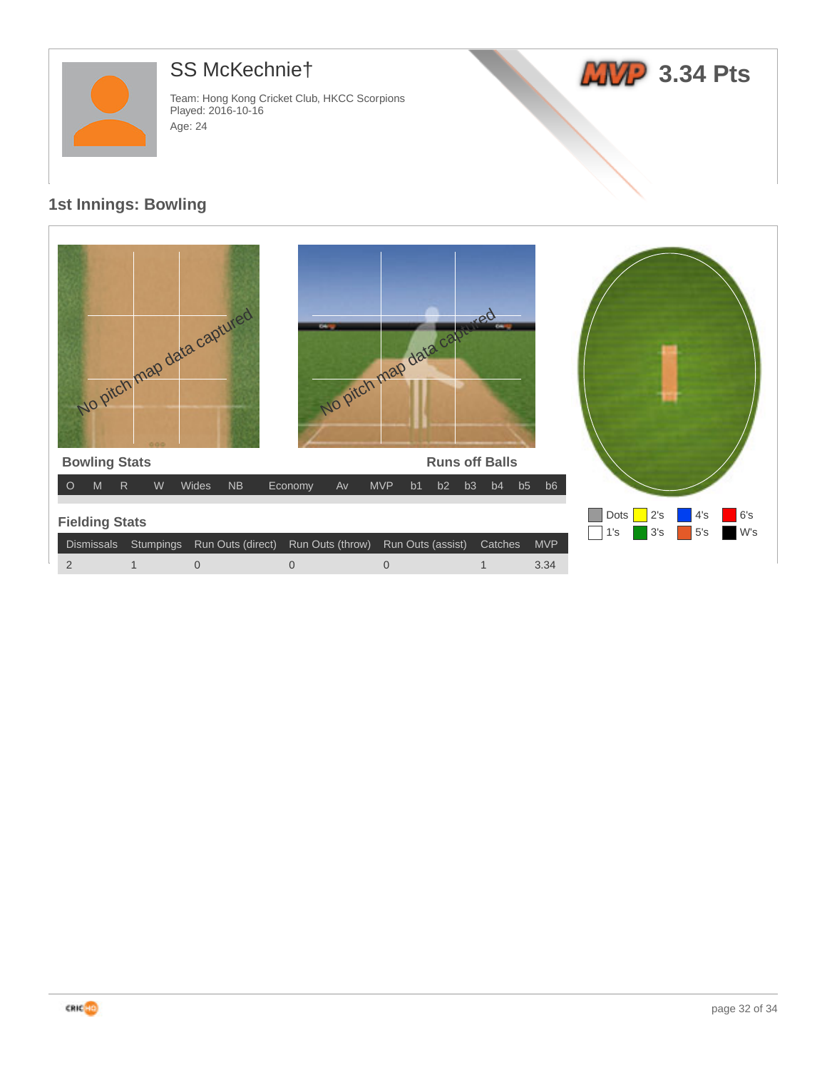# SS McKechnie†

Team: Hong Kong Cricket Club, HKCC Scorpions
Played: 2016-10-16
Age: 24

MVP 3.34 Pts

## 1st Innings: Bowling

No pitch map data captured

No pitch map data captured

### Bowling Stats

### Runs off Balls

| O | M | R | W | Wides | NB | Economy | Av | MVP | b1 | b2 | b3 | b4 | b5 | b6 |
|---|---|---|---|---|---|---|---|---|---|---|---|---|---|---|

### Fielding Stats

| Dismissals | Stumpings | Run Outs (direct) | Run Outs (throw) | Run Outs (assist) | Catches | MVP |
|---|---|---|---|---|---|---|
| 2 | 1 | 0 | 0 | 0 | 1 | 3.34 |

Dots, 1's, 2's, 3's, 4's, 5's, 6's, W's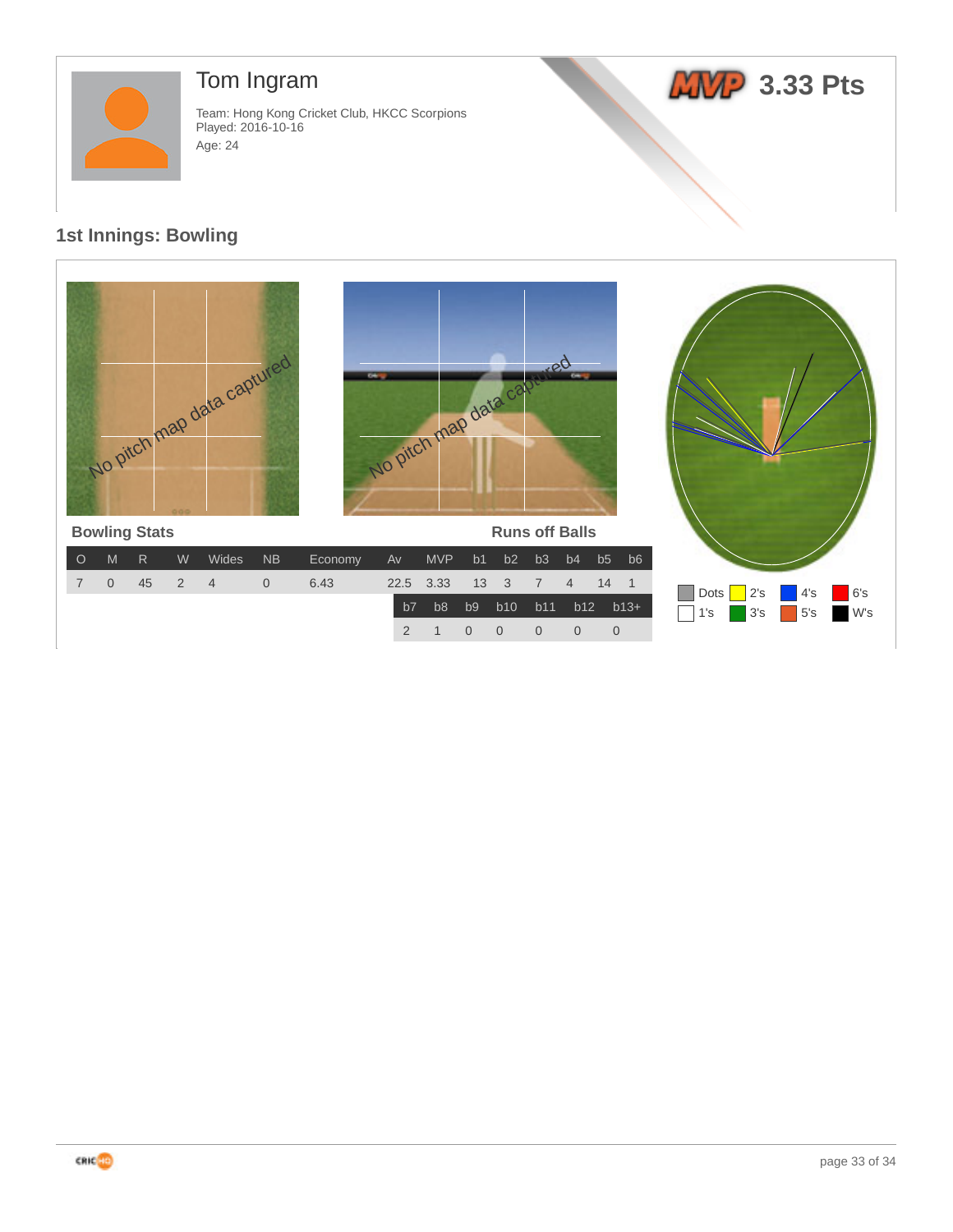# Tom Ingram

Team: Hong Kong Cricket Club, HKCC Scorpions
Played: 2016-10-16
Age: 24

MVP 3.33 Pts

## 1st Innings: Bowling

No pitch map data captured

No pitch map data captured

### Bowling Stats

| O | M | R | W | Wides | NB | Economy | Av | MVP |
|---|---|---|---|---|---|---|---|---|
| 7 | 0 | 45 | 2 | 4 | 0 | 6.43 | 22.5 | 3.33 |

### Runs off Balls

| b1 | b2 | b3 | b4 | b5 | b6 | b7 | b8 | b9 | b10 | b11 | b12 | b13+ |
|---|---|---|---|---|---|---|---|---|---|---|---|---|
| 13 | 3 | 7 | 4 | 14 | 1 | 2 | 1 | 0 | 0 | 0 | 0 | 0 |

Dots, 1's, 2's, 3's, 4's, 5's, 6's, W's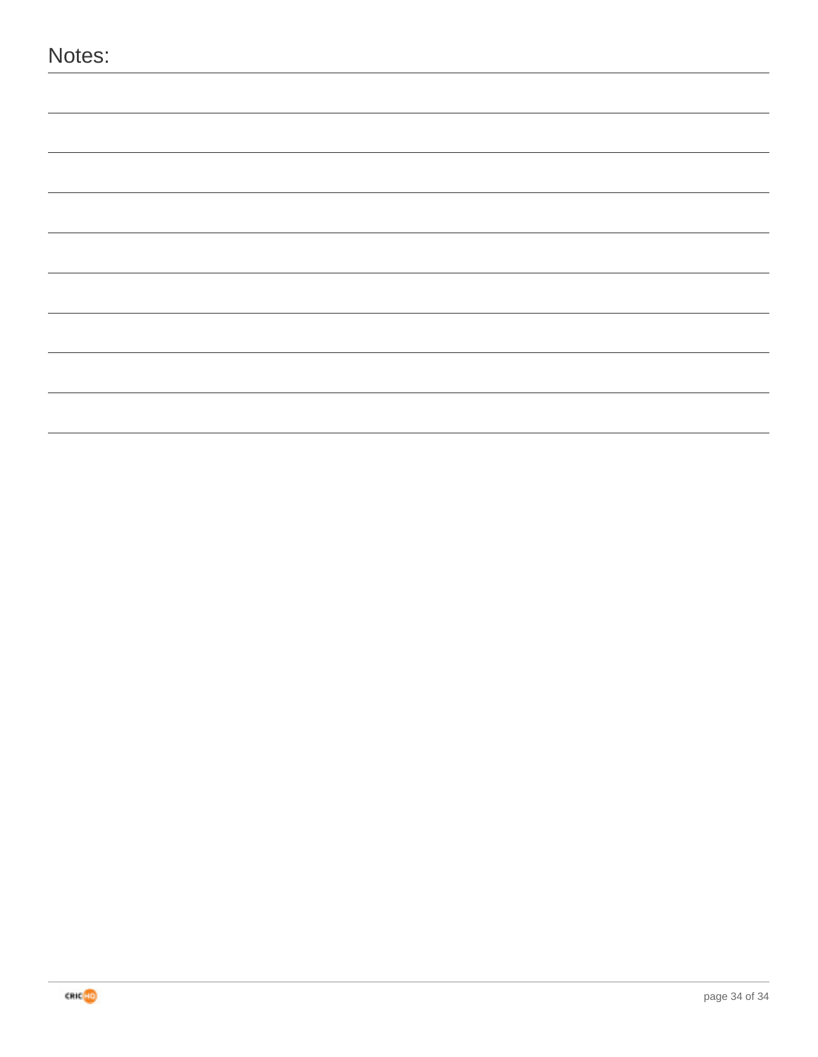Notes: